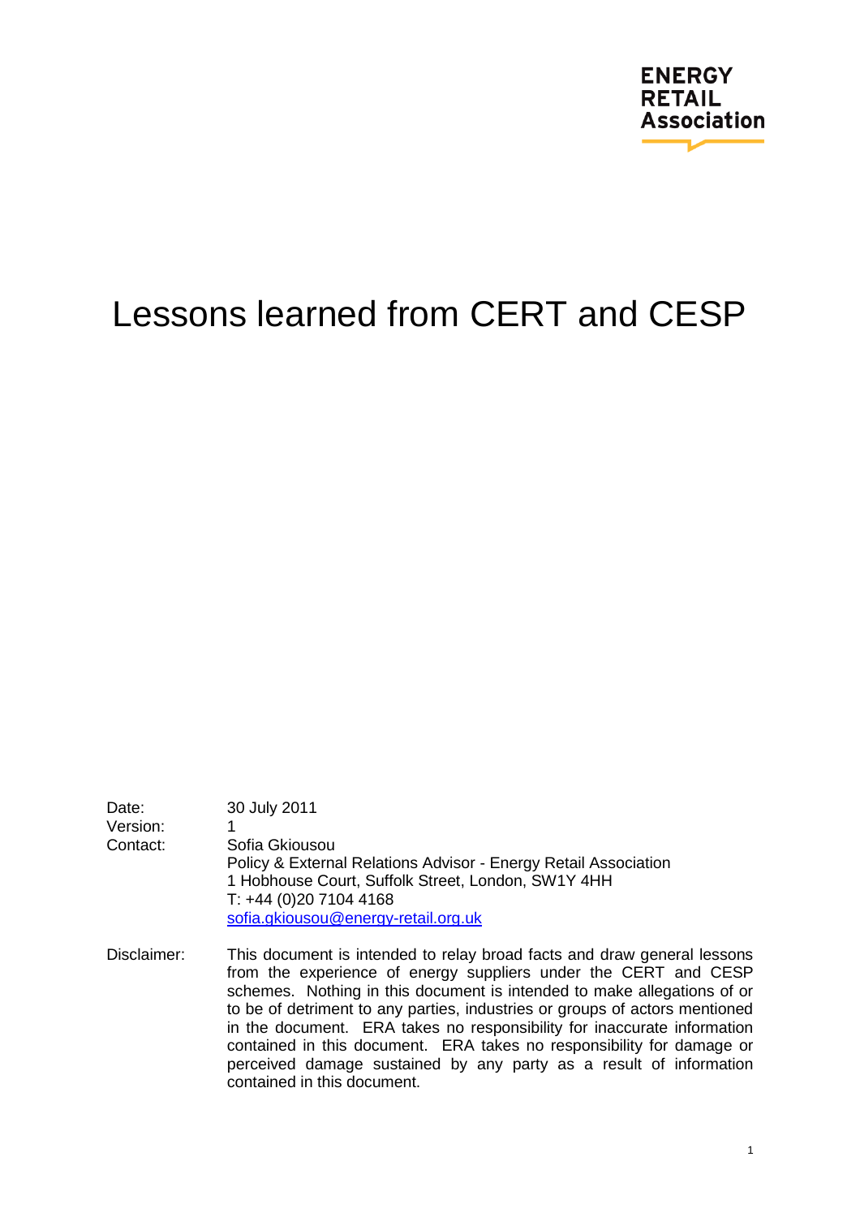ENERGY
RETAIL
Association

# Lessons learned from CERT and CESP

| | |
|---|---|
| Date: | 30 July 2011 |
| Version: | 1 |
| Contact: | Sofia Gkiousou<br>Policy & External Relations Advisor - Energy Retail Association<br>1 Hobhouse Court, Suffolk Street, London, SW1Y 4HH<br>T: +44 (0)20 7104 4168<br>sofia.gkiousou@energy-retail.org.uk |
| Disclaimer: | This document is intended to relay broad facts and draw general lessons from the experience of energy suppliers under the CERT and CESP schemes. Nothing in this document is intended to make allegations of or to be of detriment to any parties, industries or groups of actors mentioned in the document. ERA takes no responsibility for inaccurate information contained in this document. ERA takes no responsibility for damage or perceived damage sustained by any party as a result of information contained in this document. |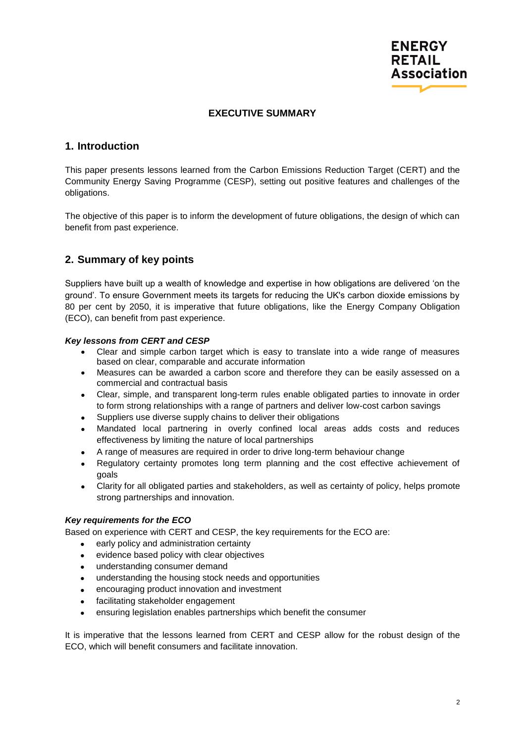# EXECUTIVE SUMMARY

## 1. Introduction

This paper presents lessons learned from the Carbon Emissions Reduction Target (CERT) and the Community Energy Saving Programme (CESP), setting out positive features and challenges of the obligations.

The objective of this paper is to inform the development of future obligations, the design of which can benefit from past experience.

## 2. Summary of key points

Suppliers have built up a wealth of knowledge and expertise in how obligations are delivered 'on the ground'. To ensure Government meets its targets for reducing the UK's carbon dioxide emissions by 80 per cent by 2050, it is imperative that future obligations, like the Energy Company Obligation (ECO), can benefit from past experience.

***Key lessons from CERT and CESP***

- Clear and simple carbon target which is easy to translate into a wide range of measures based on clear, comparable and accurate information
- Measures can be awarded a carbon score and therefore they can be easily assessed on a commercial and contractual basis
- Clear, simple, and transparent long-term rules enable obligated parties to innovate in order to form strong relationships with a range of partners and deliver low-cost carbon savings
- Suppliers use diverse supply chains to deliver their obligations
- Mandated local partnering in overly confined local areas adds costs and reduces effectiveness by limiting the nature of local partnerships
- A range of measures are required in order to drive long-term behaviour change
- Regulatory certainty promotes long term planning and the cost effective achievement of goals
- Clarity for all obligated parties and stakeholders, as well as certainty of policy, helps promote strong partnerships and innovation.

***Key requirements for the ECO***

Based on experience with CERT and CESP, the key requirements for the ECO are:

- early policy and administration certainty
- evidence based policy with clear objectives
- understanding consumer demand
- understanding the housing stock needs and opportunities
- encouraging product innovation and investment
- facilitating stakeholder engagement
- ensuring legislation enables partnerships which benefit the consumer

It is imperative that the lessons learned from CERT and CESP allow for the robust design of the ECO, which will benefit consumers and facilitate innovation.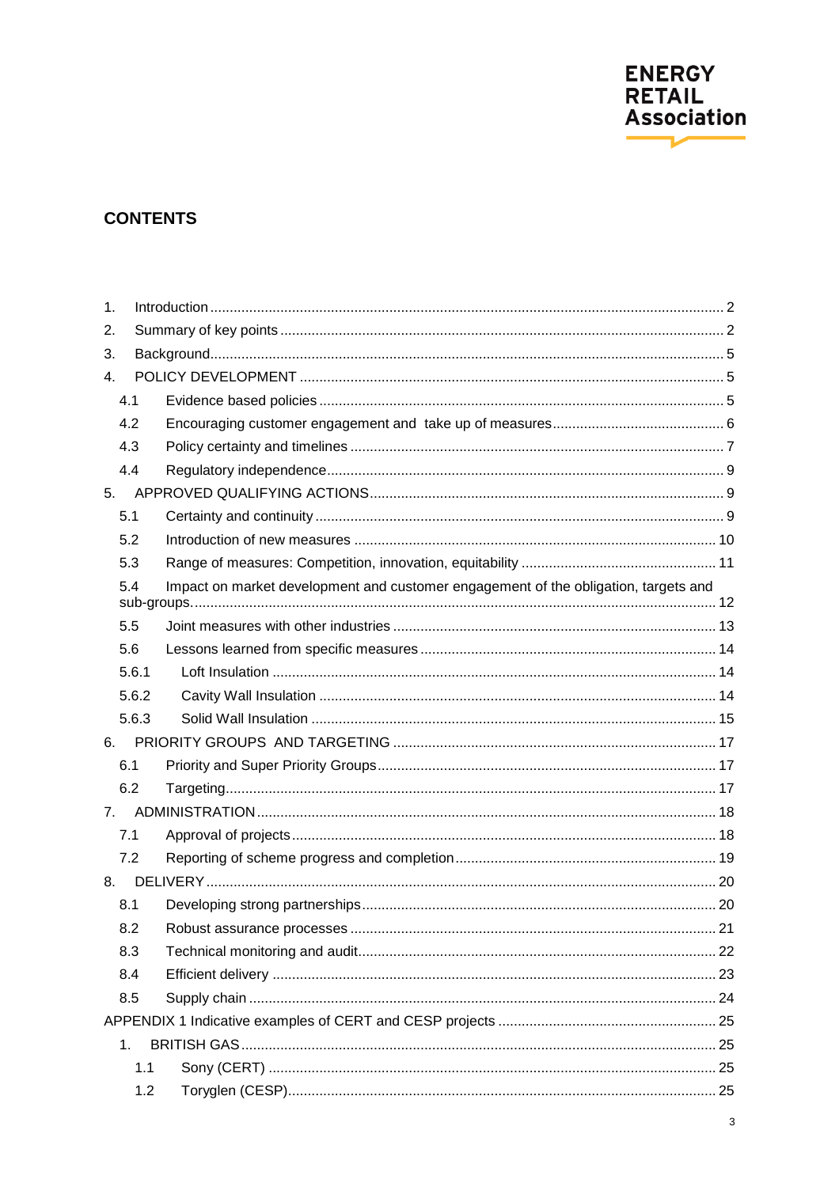## CONTENTS

1. Introduction ........ 2
2. Summary of key points ........ 2
3. Background ........ 5
4. POLICY DEVELOPMENT ........ 5
   - 4.1 Evidence based policies ........ 5
   - 4.2 Encouraging customer engagement and take up of measures ........ 6
   - 4.3 Policy certainty and timelines ........ 7
   - 4.4 Regulatory independence ........ 9
5. APPROVED QUALIFYING ACTIONS ........ 9
   - 5.1 Certainty and continuity ........ 9
   - 5.2 Introduction of new measures ........ 10
   - 5.3 Range of measures: Competition, innovation, equitability ........ 11
   - 5.4 Impact on market development and customer engagement of the obligation, targets and sub-groups. ........ 12
   - 5.5 Joint measures with other industries ........ 13
   - 5.6 Lessons learned from specific measures ........ 14
     - 5.6.1 Loft Insulation ........ 14
     - 5.6.2 Cavity Wall Insulation ........ 14
     - 5.6.3 Solid Wall Insulation ........ 15
6. PRIORITY GROUPS AND TARGETING ........ 17
   - 6.1 Priority and Super Priority Groups ........ 17
   - 6.2 Targeting ........ 17
7. ADMINISTRATION ........ 18
   - 7.1 Approval of projects ........ 18
   - 7.2 Reporting of scheme progress and completion ........ 19
8. DELIVERY ........ 20
   - 8.1 Developing strong partnerships ........ 20
   - 8.2 Robust assurance processes ........ 21
   - 8.3 Technical monitoring and audit ........ 22
   - 8.4 Efficient delivery ........ 23
   - 8.5 Supply chain ........ 24

APPENDIX 1 Indicative examples of CERT and CESP projects ........ 25

1. BRITISH GAS ........ 25
   - 1.1 Sony (CERT) ........ 25
   - 1.2 Toryglen (CESP) ........ 25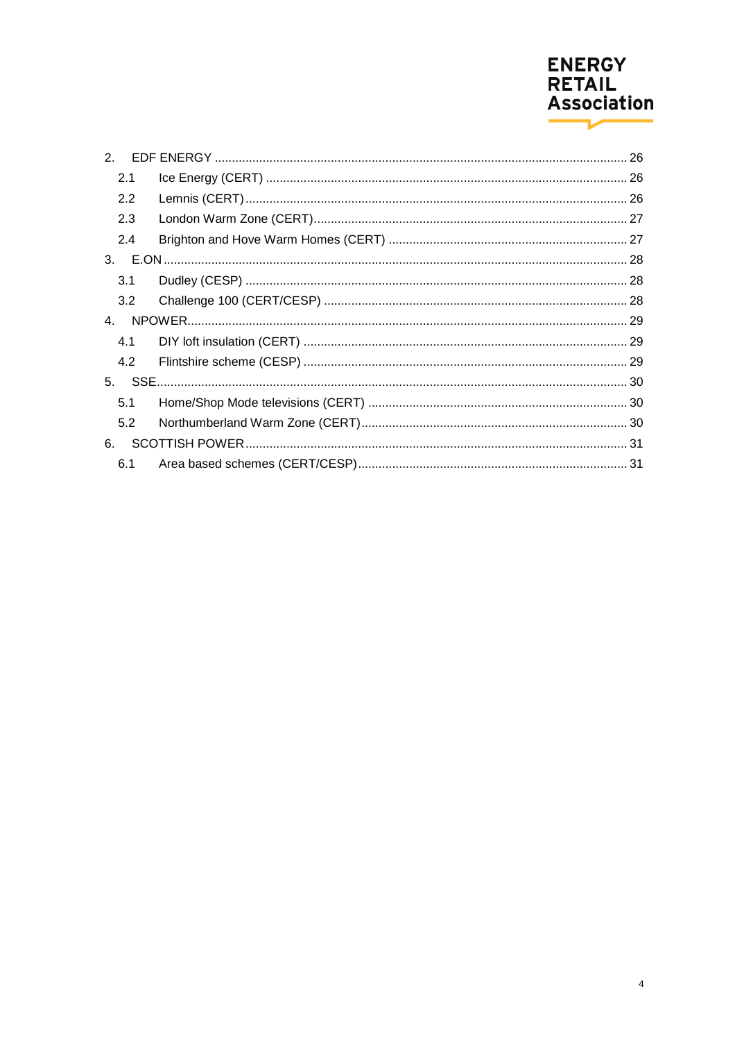2. EDF ENERGY ........................................................................................................................ 26

   2.1 Ice Energy (CERT) ......................................................................................................... 26

   2.2 Lemnis (CERT) ............................................................................................................... 26

   2.3 London Warm Zone (CERT) ........................................................................................... 27

   2.4 Brighton and Hove Warm Homes (CERT) ...................................................................... 27

3. E.ON ....................................................................................................................................... 28

   3.1 Dudley (CESP) ............................................................................................................... 28

   3.2 Challenge 100 (CERT/CESP) ........................................................................................ 28

4. NPOWER ................................................................................................................................ 29

   4.1 DIY loft insulation (CERT) .............................................................................................. 29

   4.2 Flintshire scheme (CESP) .............................................................................................. 29

5. SSE ......................................................................................................................................... 30

   5.1 Home/Shop Mode televisions (CERT) ............................................................................ 30

   5.2 Northumberland Warm Zone (CERT) ............................................................................. 30

6. SCOTTISH POWER ................................................................................................................ 31

   6.1 Area based schemes (CERT/CESP) .............................................................................. 31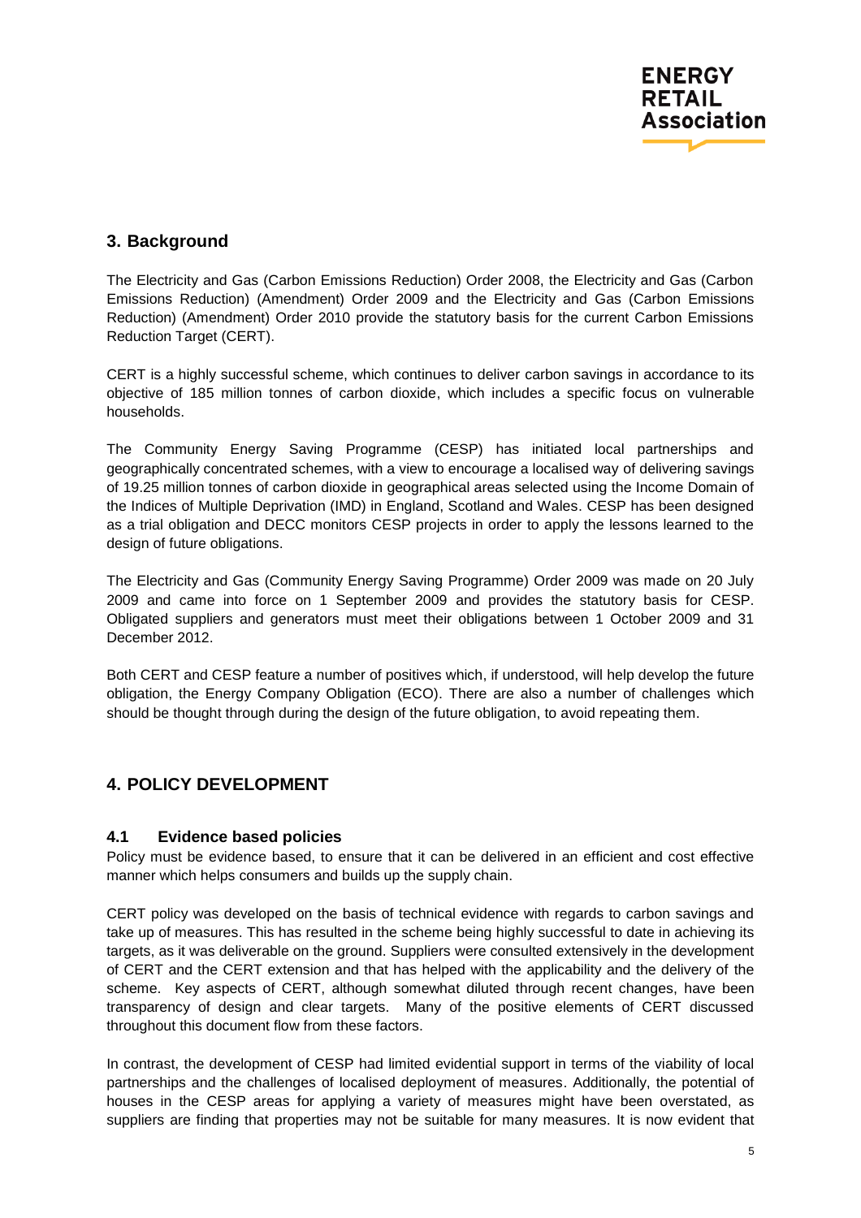## 3. Background

The Electricity and Gas (Carbon Emissions Reduction) Order 2008, the Electricity and Gas (Carbon Emissions Reduction) (Amendment) Order 2009 and the Electricity and Gas (Carbon Emissions Reduction) (Amendment) Order 2010 provide the statutory basis for the current Carbon Emissions Reduction Target (CERT).

CERT is a highly successful scheme, which continues to deliver carbon savings in accordance to its objective of 185 million tonnes of carbon dioxide, which includes a specific focus on vulnerable households.

The Community Energy Saving Programme (CESP) has initiated local partnerships and geographically concentrated schemes, with a view to encourage a localised way of delivering savings of 19.25 million tonnes of carbon dioxide in geographical areas selected using the Income Domain of the Indices of Multiple Deprivation (IMD) in England, Scotland and Wales. CESP has been designed as a trial obligation and DECC monitors CESP projects in order to apply the lessons learned to the design of future obligations.

The Electricity and Gas (Community Energy Saving Programme) Order 2009 was made on 20 July 2009 and came into force on 1 September 2009 and provides the statutory basis for CESP. Obligated suppliers and generators must meet their obligations between 1 October 2009 and 31 December 2012.

Both CERT and CESP feature a number of positives which, if understood, will help develop the future obligation, the Energy Company Obligation (ECO). There are also a number of challenges which should be thought through during the design of the future obligation, to avoid repeating them.

## 4. POLICY DEVELOPMENT

### 4.1 Evidence based policies

Policy must be evidence based, to ensure that it can be delivered in an efficient and cost effective manner which helps consumers and builds up the supply chain.

CERT policy was developed on the basis of technical evidence with regards to carbon savings and take up of measures. This has resulted in the scheme being highly successful to date in achieving its targets, as it was deliverable on the ground. Suppliers were consulted extensively in the development of CERT and the CERT extension and that has helped with the applicability and the delivery of the scheme. Key aspects of CERT, although somewhat diluted through recent changes, have been transparency of design and clear targets. Many of the positive elements of CERT discussed throughout this document flow from these factors.

In contrast, the development of CESP had limited evidential support in terms of the viability of local partnerships and the challenges of localised deployment of measures. Additionally, the potential of houses in the CESP areas for applying a variety of measures might have been overstated, as suppliers are finding that properties may not be suitable for many measures. It is now evident that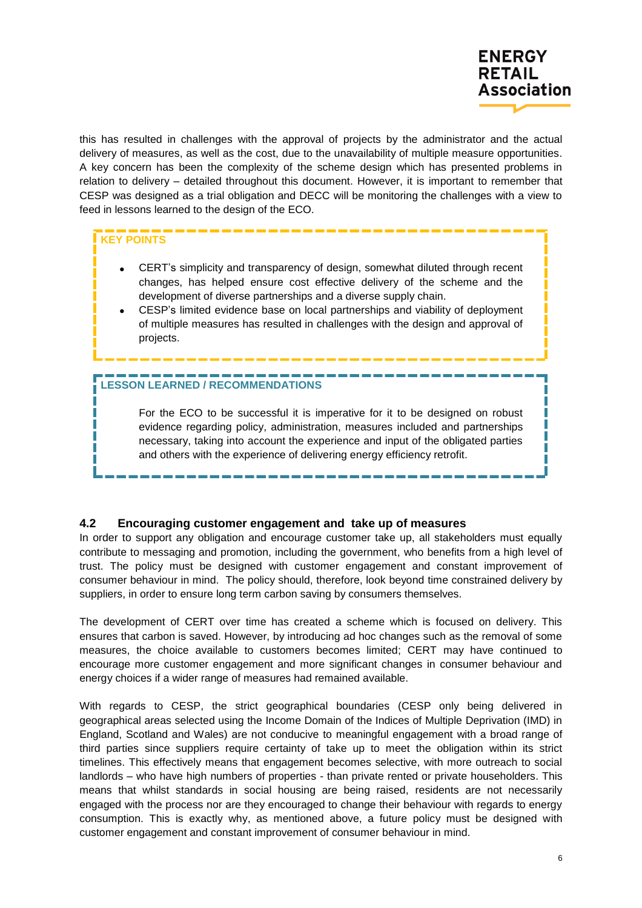this has resulted in challenges with the approval of projects by the administrator and the actual delivery of measures, as well as the cost, due to the unavailability of multiple measure opportunities. A key concern has been the complexity of the scheme design which has presented problems in relation to delivery – detailed throughout this document. However, it is important to remember that CESP was designed as a trial obligation and DECC will be monitoring the challenges with a view to feed in lessons learned to the design of the ECO.

**KEY POINTS**

- CERT's simplicity and transparency of design, somewhat diluted through recent changes, has helped ensure cost effective delivery of the scheme and the development of diverse partnerships and a diverse supply chain.
- CESP's limited evidence base on local partnerships and viability of deployment of multiple measures has resulted in challenges with the design and approval of projects.

**LESSON LEARNED / RECOMMENDATIONS**

For the ECO to be successful it is imperative for it to be designed on robust evidence regarding policy, administration, measures included and partnerships necessary, taking into account the experience and input of the obligated parties and others with the experience of delivering energy efficiency retrofit.

### 4.2 Encouraging customer engagement and take up of measures

In order to support any obligation and encourage customer take up, all stakeholders must equally contribute to messaging and promotion, including the government, who benefits from a high level of trust. The policy must be designed with customer engagement and constant improvement of consumer behaviour in mind. The policy should, therefore, look beyond time constrained delivery by suppliers, in order to ensure long term carbon saving by consumers themselves.

The development of CERT over time has created a scheme which is focused on delivery. This ensures that carbon is saved. However, by introducing ad hoc changes such as the removal of some measures, the choice available to customers becomes limited; CERT may have continued to encourage more customer engagement and more significant changes in consumer behaviour and energy choices if a wider range of measures had remained available.

With regards to CESP, the strict geographical boundaries (CESP only being delivered in geographical areas selected using the Income Domain of the Indices of Multiple Deprivation (IMD) in England, Scotland and Wales) are not conducive to meaningful engagement with a broad range of third parties since suppliers require certainty of take up to meet the obligation within its strict timelines. This effectively means that engagement becomes selective, with more outreach to social landlords – who have high numbers of properties - than private rented or private householders. This means that whilst standards in social housing are being raised, residents are not necessarily engaged with the process nor are they encouraged to change their behaviour with regards to energy consumption. This is exactly why, as mentioned above, a future policy must be designed with customer engagement and constant improvement of consumer behaviour in mind.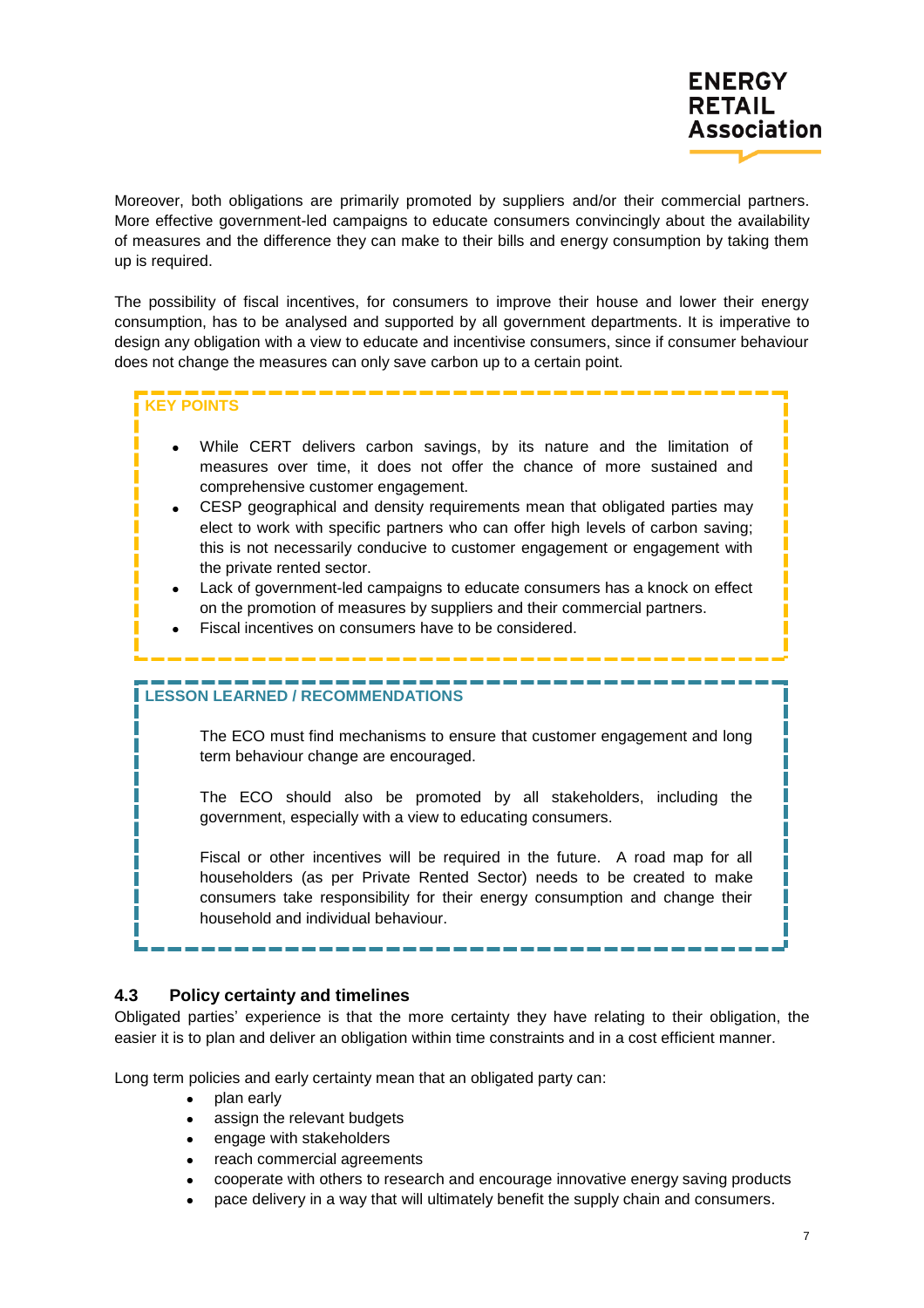Moreover, both obligations are primarily promoted by suppliers and/or their commercial partners. More effective government-led campaigns to educate consumers convincingly about the availability of measures and the difference they can make to their bills and energy consumption by taking them up is required.

The possibility of fiscal incentives, for consumers to improve their house and lower their energy consumption, has to be analysed and supported by all government departments. It is imperative to design any obligation with a view to educate and incentivise consumers, since if consumer behaviour does not change the measures can only save carbon up to a certain point.

**KEY POINTS**

- While CERT delivers carbon savings, by its nature and the limitation of measures over time, it does not offer the chance of more sustained and comprehensive customer engagement.
- CESP geographical and density requirements mean that obligated parties may elect to work with specific partners who can offer high levels of carbon saving; this is not necessarily conducive to customer engagement or engagement with the private rented sector.
- Lack of government-led campaigns to educate consumers has a knock on effect on the promotion of measures by suppliers and their commercial partners.
- Fiscal incentives on consumers have to be considered.

**LESSON LEARNED / RECOMMENDATIONS**

The ECO must find mechanisms to ensure that customer engagement and long term behaviour change are encouraged.

The ECO should also be promoted by all stakeholders, including the government, especially with a view to educating consumers.

Fiscal or other incentives will be required in the future. A road map for all householders (as per Private Rented Sector) needs to be created to make consumers take responsibility for their energy consumption and change their household and individual behaviour.

### 4.3 Policy certainty and timelines

Obligated parties' experience is that the more certainty they have relating to their obligation, the easier it is to plan and deliver an obligation within time constraints and in a cost efficient manner.

Long term policies and early certainty mean that an obligated party can:

- plan early
- assign the relevant budgets
- engage with stakeholders
- reach commercial agreements
- cooperate with others to research and encourage innovative energy saving products
- pace delivery in a way that will ultimately benefit the supply chain and consumers.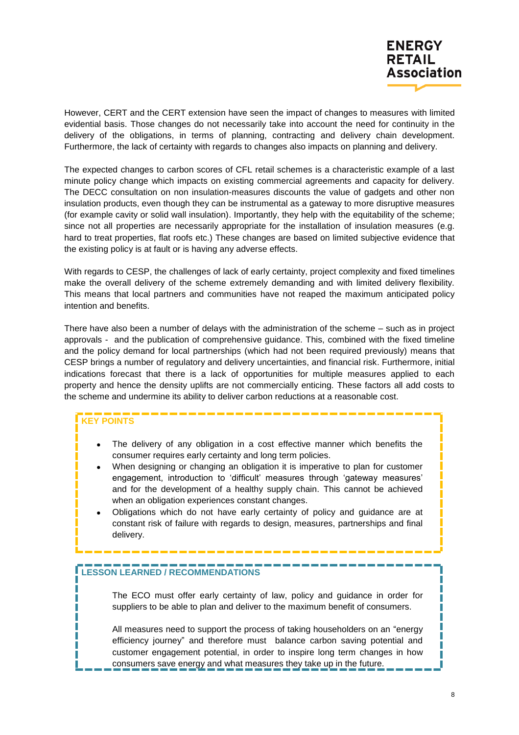However, CERT and the CERT extension have seen the impact of changes to measures with limited evidential basis. Those changes do not necessarily take into account the need for continuity in the delivery of the obligations, in terms of planning, contracting and delivery chain development. Furthermore, the lack of certainty with regards to changes also impacts on planning and delivery.

The expected changes to carbon scores of CFL retail schemes is a characteristic example of a last minute policy change which impacts on existing commercial agreements and capacity for delivery. The DECC consultation on non insulation-measures discounts the value of gadgets and other non insulation products, even though they can be instrumental as a gateway to more disruptive measures (for example cavity or solid wall insulation). Importantly, they help with the equitability of the scheme; since not all properties are necessarily appropriate for the installation of insulation measures (e.g. hard to treat properties, flat roofs etc.) These changes are based on limited subjective evidence that the existing policy is at fault or is having any adverse effects.

With regards to CESP, the challenges of lack of early certainty, project complexity and fixed timelines make the overall delivery of the scheme extremely demanding and with limited delivery flexibility. This means that local partners and communities have not reaped the maximum anticipated policy intention and benefits.

There have also been a number of delays with the administration of the scheme – such as in project approvals - and the publication of comprehensive guidance. This, combined with the fixed timeline and the policy demand for local partnerships (which had not been required previously) means that CESP brings a number of regulatory and delivery uncertainties, and financial risk. Furthermore, initial indications forecast that there is a lack of opportunities for multiple measures applied to each property and hence the density uplifts are not commercially enticing. These factors all add costs to the scheme and undermine its ability to deliver carbon reductions at a reasonable cost.

**KEY POINTS**

- The delivery of any obligation in a cost effective manner which benefits the consumer requires early certainty and long term policies.
- When designing or changing an obligation it is imperative to plan for customer engagement, introduction to 'difficult' measures through 'gateway measures' and for the development of a healthy supply chain. This cannot be achieved when an obligation experiences constant changes.
- Obligations which do not have early certainty of policy and guidance are at constant risk of failure with regards to design, measures, partnerships and final delivery.

**LESSON LEARNED / RECOMMENDATIONS**

The ECO must offer early certainty of law, policy and guidance in order for suppliers to be able to plan and deliver to the maximum benefit of consumers.

All measures need to support the process of taking householders on an "energy efficiency journey" and therefore must balance carbon saving potential and customer engagement potential, in order to inspire long term changes in how consumers save energy and what measures they take up in the future.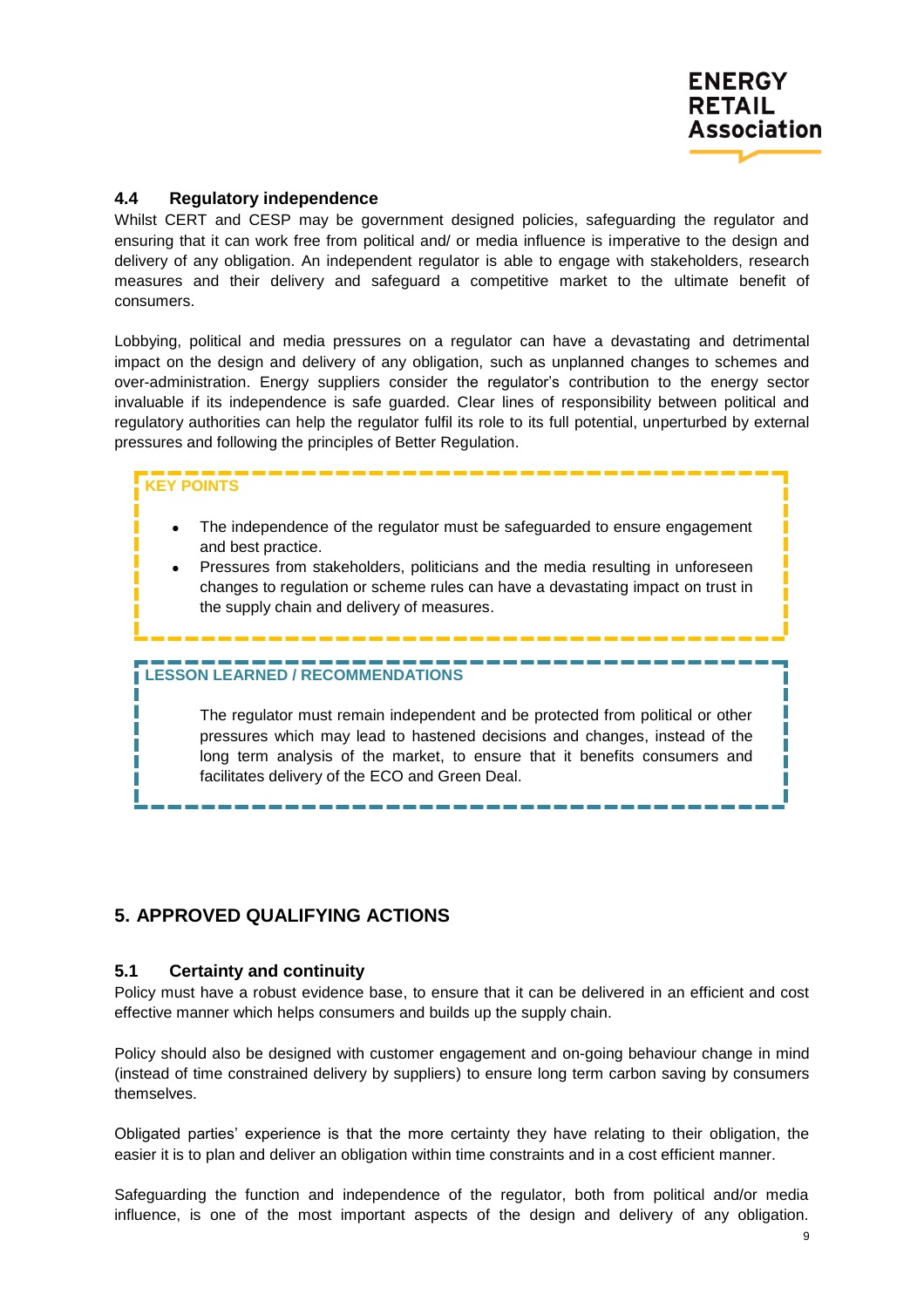### 4.4 Regulatory independence

Whilst CERT and CESP may be government designed policies, safeguarding the regulator and ensuring that it can work free from political and/ or media influence is imperative to the design and delivery of any obligation. An independent regulator is able to engage with stakeholders, research measures and their delivery and safeguard a competitive market to the ultimate benefit of consumers.

Lobbying, political and media pressures on a regulator can have a devastating and detrimental impact on the design and delivery of any obligation, such as unplanned changes to schemes and over-administration. Energy suppliers consider the regulator's contribution to the energy sector invaluable if its independence is safe guarded. Clear lines of responsibility between political and regulatory authorities can help the regulator fulfil its role to its full potential, unperturbed by external pressures and following the principles of Better Regulation.

**KEY POINTS**

- The independence of the regulator must be safeguarded to ensure engagement and best practice.
- Pressures from stakeholders, politicians and the media resulting in unforeseen changes to regulation or scheme rules can have a devastating impact on trust in the supply chain and delivery of measures.

**LESSON LEARNED / RECOMMENDATIONS**

The regulator must remain independent and be protected from political or other pressures which may lead to hastened decisions and changes, instead of the long term analysis of the market, to ensure that it benefits consumers and facilitates delivery of the ECO and Green Deal.

## 5. APPROVED QUALIFYING ACTIONS

### 5.1 Certainty and continuity

Policy must have a robust evidence base, to ensure that it can be delivered in an efficient and cost effective manner which helps consumers and builds up the supply chain.

Policy should also be designed with customer engagement and on-going behaviour change in mind (instead of time constrained delivery by suppliers) to ensure long term carbon saving by consumers themselves.

Obligated parties' experience is that the more certainty they have relating to their obligation, the easier it is to plan and deliver an obligation within time constraints and in a cost efficient manner.

Safeguarding the function and independence of the regulator, both from political and/or media influence, is one of the most important aspects of the design and delivery of any obligation.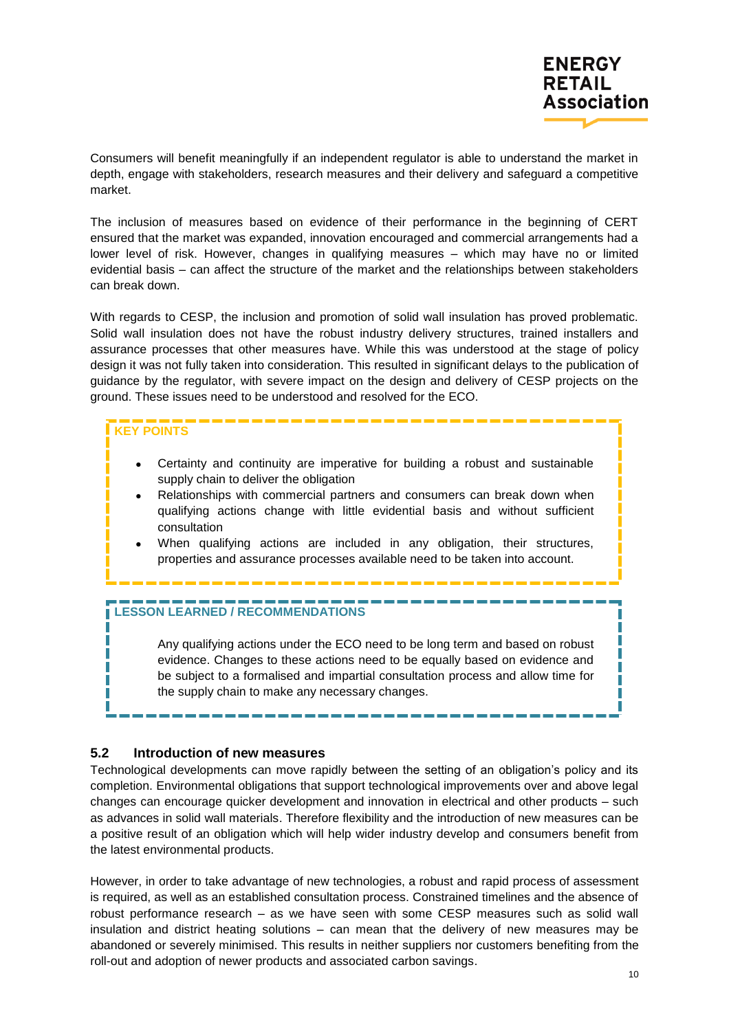Consumers will benefit meaningfully if an independent regulator is able to understand the market in depth, engage with stakeholders, research measures and their delivery and safeguard a competitive market.

The inclusion of measures based on evidence of their performance in the beginning of CERT ensured that the market was expanded, innovation encouraged and commercial arrangements had a lower level of risk. However, changes in qualifying measures – which may have no or limited evidential basis – can affect the structure of the market and the relationships between stakeholders can break down.

With regards to CESP, the inclusion and promotion of solid wall insulation has proved problematic. Solid wall insulation does not have the robust industry delivery structures, trained installers and assurance processes that other measures have. While this was understood at the stage of policy design it was not fully taken into consideration. This resulted in significant delays to the publication of guidance by the regulator, with severe impact on the design and delivery of CESP projects on the ground. These issues need to be understood and resolved for the ECO.

**KEY POINTS**

- Certainty and continuity are imperative for building a robust and sustainable supply chain to deliver the obligation
- Relationships with commercial partners and consumers can break down when qualifying actions change with little evidential basis and without sufficient consultation
- When qualifying actions are included in any obligation, their structures, properties and assurance processes available need to be taken into account.

**LESSON LEARNED / RECOMMENDATIONS**

Any qualifying actions under the ECO need to be long term and based on robust evidence. Changes to these actions need to be equally based on evidence and be subject to a formalised and impartial consultation process and allow time for the supply chain to make any necessary changes.

## 5.2 Introduction of new measures

Technological developments can move rapidly between the setting of an obligation's policy and its completion. Environmental obligations that support technological improvements over and above legal changes can encourage quicker development and innovation in electrical and other products – such as advances in solid wall materials. Therefore flexibility and the introduction of new measures can be a positive result of an obligation which will help wider industry develop and consumers benefit from the latest environmental products.

However, in order to take advantage of new technologies, a robust and rapid process of assessment is required, as well as an established consultation process. Constrained timelines and the absence of robust performance research – as we have seen with some CESP measures such as solid wall insulation and district heating solutions – can mean that the delivery of new measures may be abandoned or severely minimised. This results in neither suppliers nor customers benefiting from the roll-out and adoption of newer products and associated carbon savings.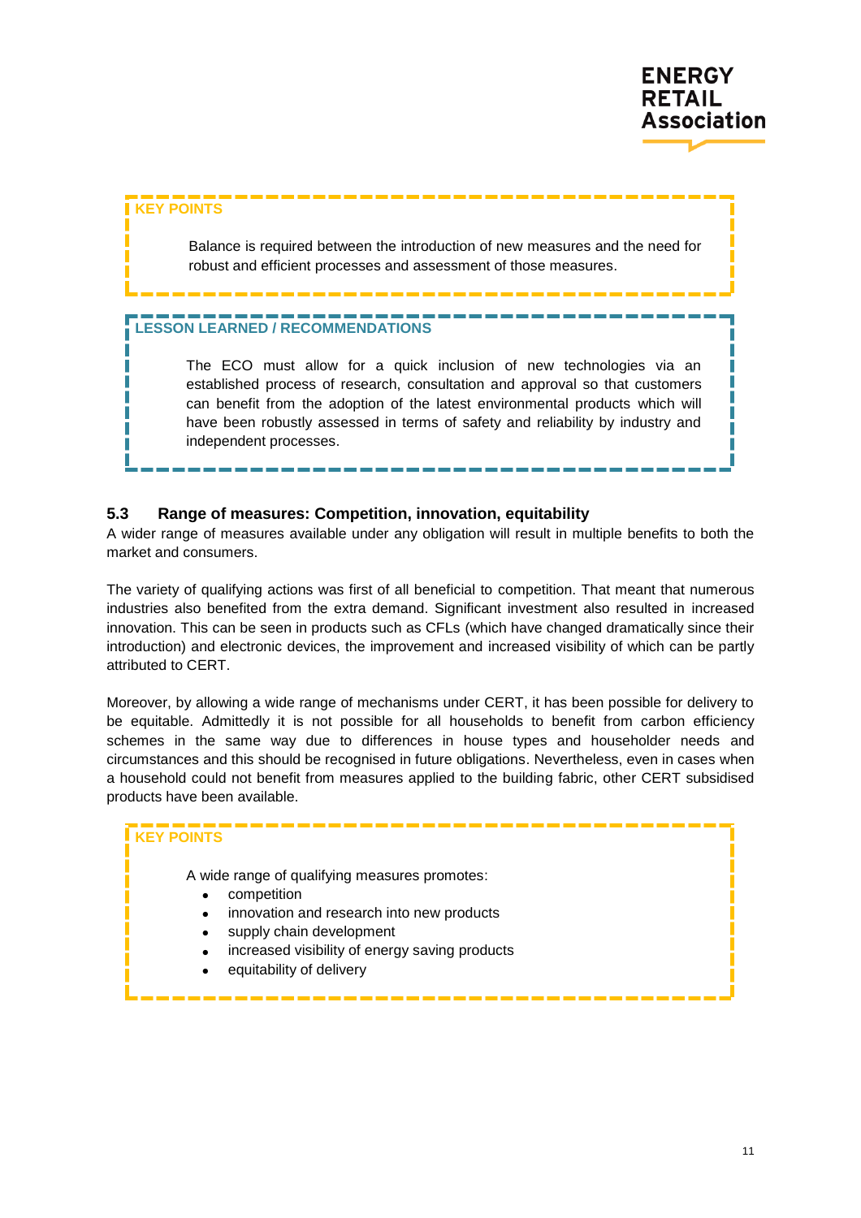**KEY POINTS**

Balance is required between the introduction of new measures and the need for robust and efficient processes and assessment of those measures.

**LESSON LEARNED / RECOMMENDATIONS**

The ECO must allow for a quick inclusion of new technologies via an established process of research, consultation and approval so that customers can benefit from the adoption of the latest environmental products which will have been robustly assessed in terms of safety and reliability by industry and independent processes.

### 5.3 Range of measures: Competition, innovation, equitability

A wider range of measures available under any obligation will result in multiple benefits to both the market and consumers.

The variety of qualifying actions was first of all beneficial to competition. That meant that numerous industries also benefited from the extra demand. Significant investment also resulted in increased innovation. This can be seen in products such as CFLs (which have changed dramatically since their introduction) and electronic devices, the improvement and increased visibility of which can be partly attributed to CERT.

Moreover, by allowing a wide range of mechanisms under CERT, it has been possible for delivery to be equitable. Admittedly it is not possible for all households to benefit from carbon efficiency schemes in the same way due to differences in house types and householder needs and circumstances and this should be recognised in future obligations. Nevertheless, even in cases when a household could not benefit from measures applied to the building fabric, other CERT subsidised products have been available.

**KEY POINTS**

A wide range of qualifying measures promotes:

- competition
- innovation and research into new products
- supply chain development
- increased visibility of energy saving products
- equitability of delivery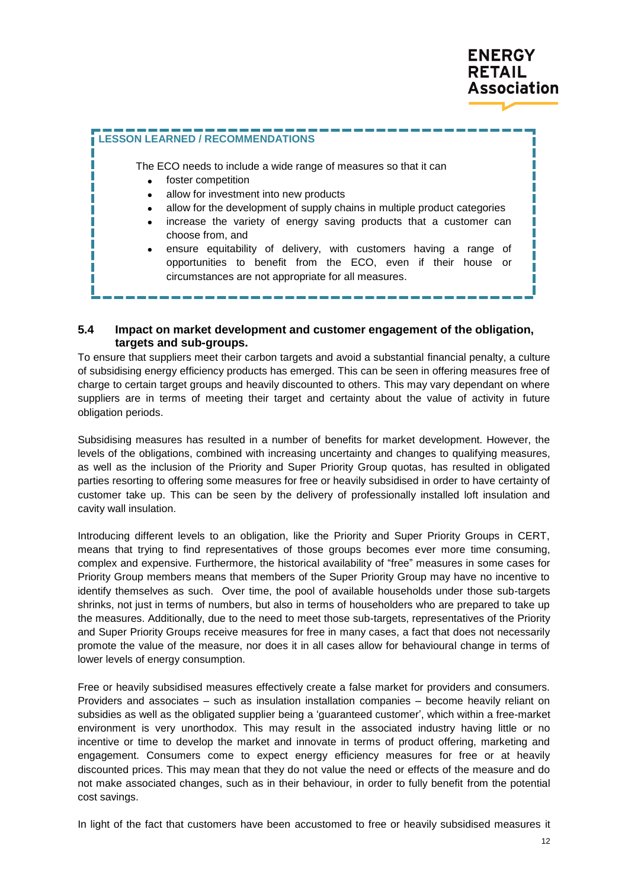**LESSON LEARNED / RECOMMENDATIONS**

The ECO needs to include a wide range of measures so that it can

- foster competition
- allow for investment into new products
- allow for the development of supply chains in multiple product categories
- increase the variety of energy saving products that a customer can choose from, and
- ensure equitability of delivery, with customers having a range of opportunities to benefit from the ECO, even if their house or circumstances are not appropriate for all measures.

### 5.4 Impact on market development and customer engagement of the obligation, targets and sub-groups.

To ensure that suppliers meet their carbon targets and avoid a substantial financial penalty, a culture of subsidising energy efficiency products has emerged. This can be seen in offering measures free of charge to certain target groups and heavily discounted to others. This may vary dependant on where suppliers are in terms of meeting their target and certainty about the value of activity in future obligation periods.

Subsidising measures has resulted in a number of benefits for market development. However, the levels of the obligations, combined with increasing uncertainty and changes to qualifying measures, as well as the inclusion of the Priority and Super Priority Group quotas, has resulted in obligated parties resorting to offering some measures for free or heavily subsidised in order to have certainty of customer take up. This can be seen by the delivery of professionally installed loft insulation and cavity wall insulation.

Introducing different levels to an obligation, like the Priority and Super Priority Groups in CERT, means that trying to find representatives of those groups becomes ever more time consuming, complex and expensive. Furthermore, the historical availability of "free" measures in some cases for Priority Group members means that members of the Super Priority Group may have no incentive to identify themselves as such. Over time, the pool of available households under those sub-targets shrinks, not just in terms of numbers, but also in terms of householders who are prepared to take up the measures. Additionally, due to the need to meet those sub-targets, representatives of the Priority and Super Priority Groups receive measures for free in many cases, a fact that does not necessarily promote the value of the measure, nor does it in all cases allow for behavioural change in terms of lower levels of energy consumption.

Free or heavily subsidised measures effectively create a false market for providers and consumers. Providers and associates – such as insulation installation companies – become heavily reliant on subsidies as well as the obligated supplier being a 'guaranteed customer', which within a free-market environment is very unorthodox. This may result in the associated industry having little or no incentive or time to develop the market and innovate in terms of product offering, marketing and engagement. Consumers come to expect energy efficiency measures for free or at heavily discounted prices. This may mean that they do not value the need or effects of the measure and do not make associated changes, such as in their behaviour, in order to fully benefit from the potential cost savings.

In light of the fact that customers have been accustomed to free or heavily subsidised measures it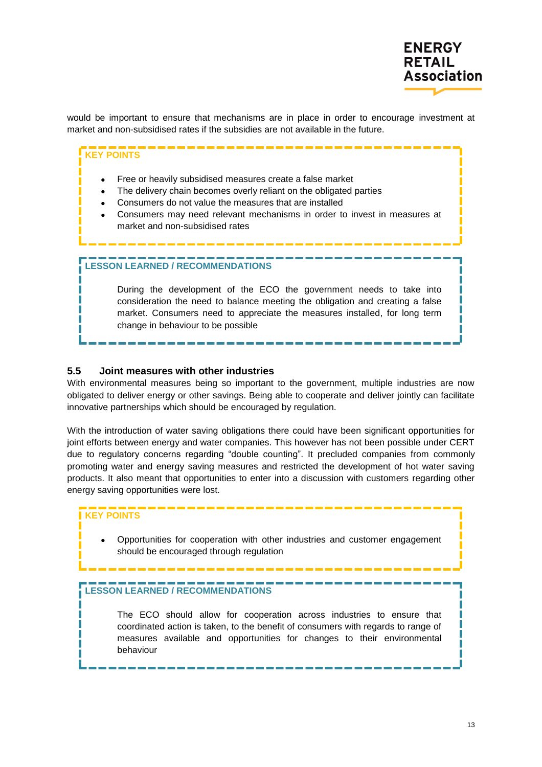would be important to ensure that mechanisms are in place in order to encourage investment at market and non-subsidised rates if the subsidies are not available in the future.

**KEY POINTS**

- Free or heavily subsidised measures create a false market
- The delivery chain becomes overly reliant on the obligated parties
- Consumers do not value the measures that are installed
- Consumers may need relevant mechanisms in order to invest in measures at market and non-subsidised rates

**LESSON LEARNED / RECOMMENDATIONS**

During the development of the ECO the government needs to take into consideration the need to balance meeting the obligation and creating a false market. Consumers need to appreciate the measures installed, for long term change in behaviour to be possible

### 5.5 Joint measures with other industries

With environmental measures being so important to the government, multiple industries are now obligated to deliver energy or other savings. Being able to cooperate and deliver jointly can facilitate innovative partnerships which should be encouraged by regulation.

With the introduction of water saving obligations there could have been significant opportunities for joint efforts between energy and water companies. This however has not been possible under CERT due to regulatory concerns regarding “double counting”. It precluded companies from commonly promoting water and energy saving measures and restricted the development of hot water saving products. It also meant that opportunities to enter into a discussion with customers regarding other energy saving opportunities were lost.

**KEY POINTS**

- Opportunities for cooperation with other industries and customer engagement should be encouraged through regulation

**LESSON LEARNED / RECOMMENDATIONS**

The ECO should allow for cooperation across industries to ensure that coordinated action is taken, to the benefit of consumers with regards to range of measures available and opportunities for changes to their environmental behaviour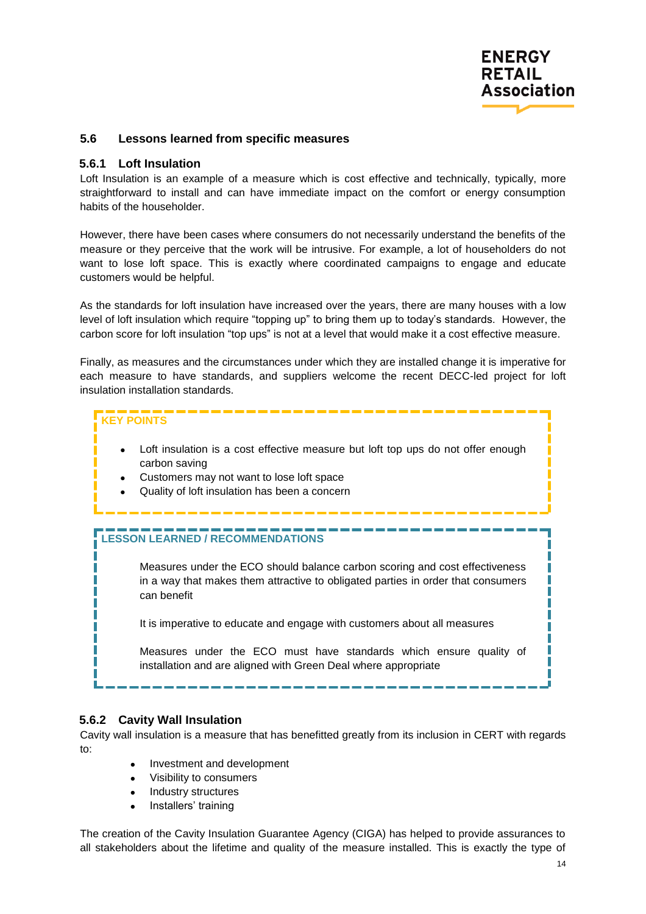### 5.6 Lessons learned from specific measures

#### 5.6.1 Loft Insulation

Loft Insulation is an example of a measure which is cost effective and technically, typically, more straightforward to install and can have immediate impact on the comfort or energy consumption habits of the householder.

However, there have been cases where consumers do not necessarily understand the benefits of the measure or they perceive that the work will be intrusive. For example, a lot of householders do not want to lose loft space. This is exactly where coordinated campaigns to engage and educate customers would be helpful.

As the standards for loft insulation have increased over the years, there are many houses with a low level of loft insulation which require "topping up" to bring them up to today's standards. However, the carbon score for loft insulation "top ups" is not at a level that would make it a cost effective measure.

Finally, as measures and the circumstances under which they are installed change it is imperative for each measure to have standards, and suppliers welcome the recent DECC-led project for loft insulation installation standards.

**KEY POINTS**

- Loft insulation is a cost effective measure but loft top ups do not offer enough carbon saving
- Customers may not want to lose loft space
- Quality of loft insulation has been a concern

**LESSON LEARNED / RECOMMENDATIONS**

Measures under the ECO should balance carbon scoring and cost effectiveness in a way that makes them attractive to obligated parties in order that consumers can benefit

It is imperative to educate and engage with customers about all measures

Measures under the ECO must have standards which ensure quality of installation and are aligned with Green Deal where appropriate

#### 5.6.2 Cavity Wall Insulation

Cavity wall insulation is a measure that has benefitted greatly from its inclusion in CERT with regards to:

- Investment and development
- Visibility to consumers
- Industry structures
- Installers' training

The creation of the Cavity Insulation Guarantee Agency (CIGA) has helped to provide assurances to all stakeholders about the lifetime and quality of the measure installed. This is exactly the type of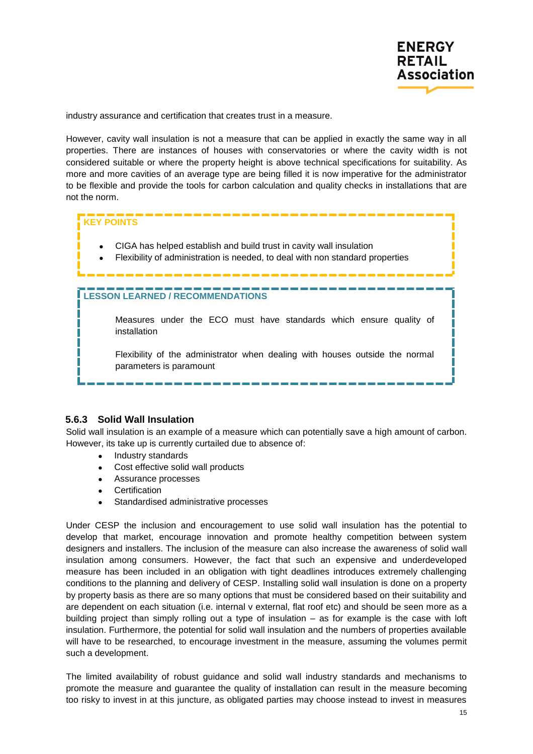industry assurance and certification that creates trust in a measure.

However, cavity wall insulation is not a measure that can be applied in exactly the same way in all properties. There are instances of houses with conservatories or where the cavity width is not considered suitable or where the property height is above technical specifications for suitability. As more and more cavities of an average type are being filled it is now imperative for the administrator to be flexible and provide the tools for carbon calculation and quality checks in installations that are not the norm.

**KEY POINTS**

- CIGA has helped establish and build trust in cavity wall insulation
- Flexibility of administration is needed, to deal with non standard properties

**LESSON LEARNED / RECOMMENDATIONS**

Measures under the ECO must have standards which ensure quality of installation

Flexibility of the administrator when dealing with houses outside the normal parameters is paramount

### 5.6.3 Solid Wall Insulation

Solid wall insulation is an example of a measure which can potentially save a high amount of carbon. However, its take up is currently curtailed due to absence of:

- Industry standards
- Cost effective solid wall products
- Assurance processes
- Certification
- Standardised administrative processes

Under CESP the inclusion and encouragement to use solid wall insulation has the potential to develop that market, encourage innovation and promote healthy competition between system designers and installers. The inclusion of the measure can also increase the awareness of solid wall insulation among consumers. However, the fact that such an expensive and underdeveloped measure has been included in an obligation with tight deadlines introduces extremely challenging conditions to the planning and delivery of CESP. Installing solid wall insulation is done on a property by property basis as there are so many options that must be considered based on their suitability and are dependent on each situation (i.e. internal v external, flat roof etc) and should be seen more as a building project than simply rolling out a type of insulation – as for example is the case with loft insulation. Furthermore, the potential for solid wall insulation and the numbers of properties available will have to be researched, to encourage investment in the measure, assuming the volumes permit such a development.

The limited availability of robust guidance and solid wall industry standards and mechanisms to promote the measure and guarantee the quality of installation can result in the measure becoming too risky to invest in at this juncture, as obligated parties may choose instead to invest in measures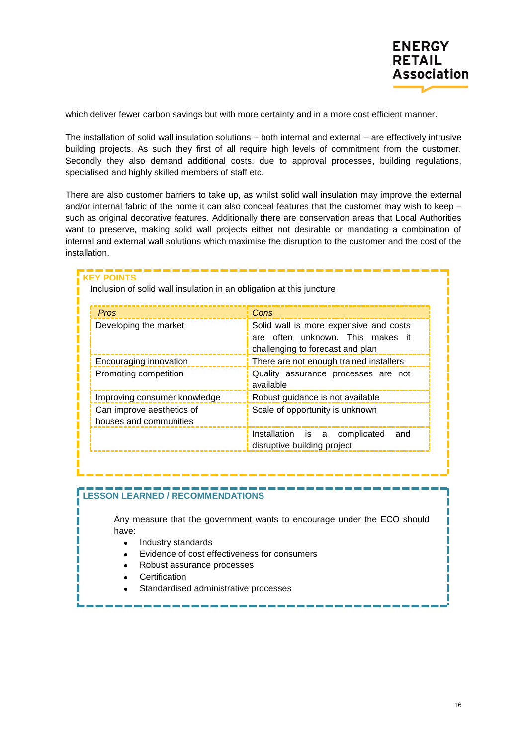which deliver fewer carbon savings but with more certainty and in a more cost efficient manner.

The installation of solid wall insulation solutions – both internal and external – are effectively intrusive building projects. As such they first of all require high levels of commitment from the customer. Secondly they also demand additional costs, due to approval processes, building regulations, specialised and highly skilled members of staff etc.

There are also customer barriers to take up, as whilst solid wall insulation may improve the external and/or internal fabric of the home it can also conceal features that the customer may wish to keep – such as original decorative features. Additionally there are conservation areas that Local Authorities want to preserve, making solid wall projects either not desirable or mandating a combination of internal and external wall solutions which maximise the disruption to the customer and the cost of the installation.

**KEY POINTS**

Inclusion of solid wall insulation in an obligation at this juncture

| *Pros* | *Cons* |
|---|---|
| Developing the market | Solid wall is more expensive and costs are often unknown. This makes it challenging to forecast and plan |
| Encouraging innovation | There are not enough trained installers |
| Promoting competition | Quality assurance processes are not available |
| Improving consumer knowledge | Robust guidance is not available |
| Can improve aesthetics of houses and communities | Scale of opportunity is unknown |
| | Installation is a complicated and disruptive building project |

**LESSON LEARNED / RECOMMENDATIONS**

Any measure that the government wants to encourage under the ECO should have:

- Industry standards
- Evidence of cost effectiveness for consumers
- Robust assurance processes
- Certification
- Standardised administrative processes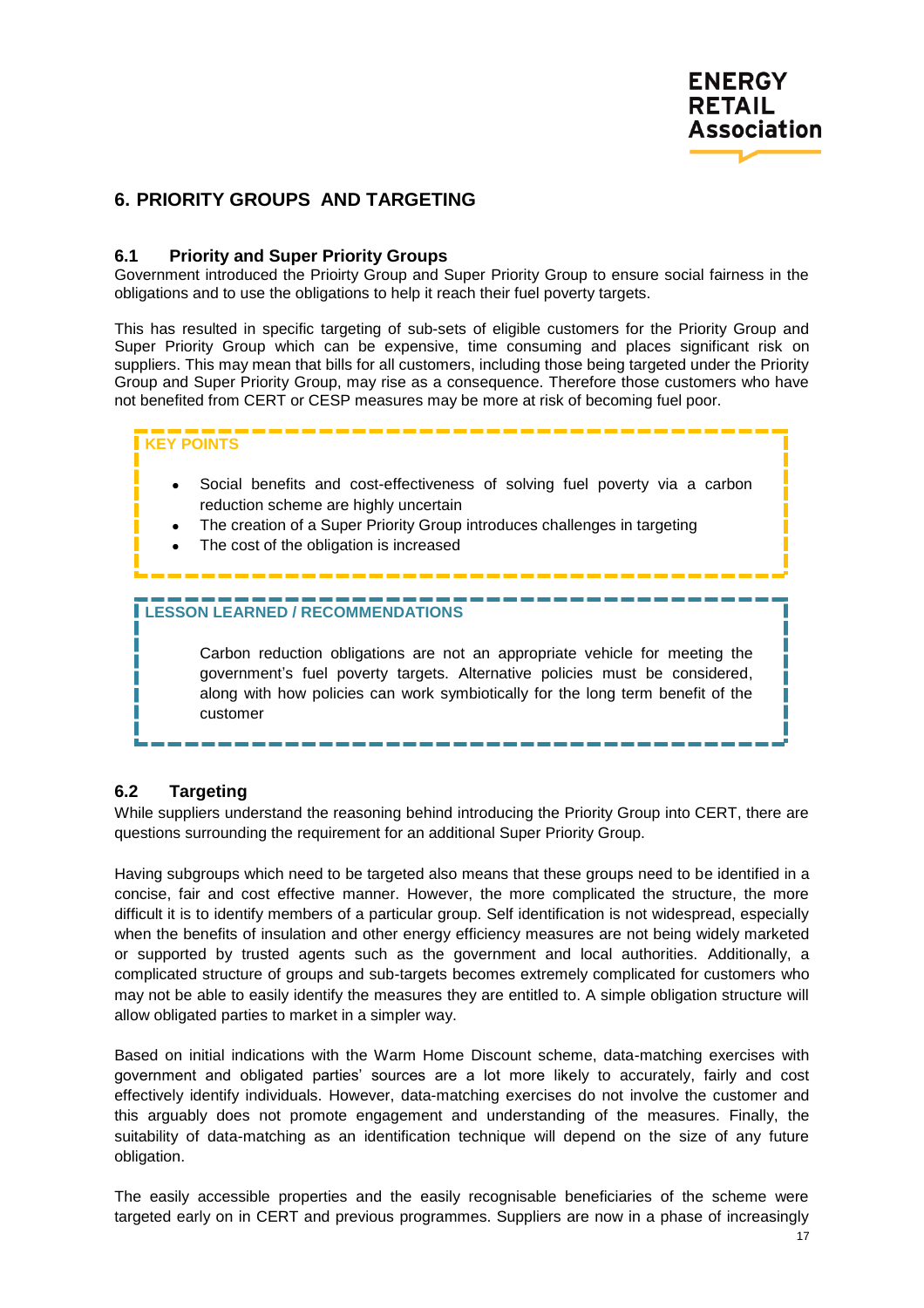## 6. PRIORITY GROUPS AND TARGETING

### 6.1 Priority and Super Priority Groups

Government introduced the Prioirty Group and Super Priority Group to ensure social fairness in the obligations and to use the obligations to help it reach their fuel poverty targets.

This has resulted in specific targeting of sub-sets of eligible customers for the Priority Group and Super Priority Group which can be expensive, time consuming and places significant risk on suppliers. This may mean that bills for all customers, including those being targeted under the Priority Group and Super Priority Group, may rise as a consequence. Therefore those customers who have not benefited from CERT or CESP measures may be more at risk of becoming fuel poor.

**KEY POINTS**

- Social benefits and cost-effectiveness of solving fuel poverty via a carbon reduction scheme are highly uncertain
- The creation of a Super Priority Group introduces challenges in targeting
- The cost of the obligation is increased

**LESSON LEARNED / RECOMMENDATIONS**

Carbon reduction obligations are not an appropriate vehicle for meeting the government's fuel poverty targets. Alternative policies must be considered, along with how policies can work symbiotically for the long term benefit of the customer

### 6.2 Targeting

While suppliers understand the reasoning behind introducing the Priority Group into CERT, there are questions surrounding the requirement for an additional Super Priority Group.

Having subgroups which need to be targeted also means that these groups need to be identified in a concise, fair and cost effective manner. However, the more complicated the structure, the more difficult it is to identify members of a particular group. Self identification is not widespread, especially when the benefits of insulation and other energy efficiency measures are not being widely marketed or supported by trusted agents such as the government and local authorities. Additionally, a complicated structure of groups and sub-targets becomes extremely complicated for customers who may not be able to easily identify the measures they are entitled to. A simple obligation structure will allow obligated parties to market in a simpler way.

Based on initial indications with the Warm Home Discount scheme, data-matching exercises with government and obligated parties' sources are a lot more likely to accurately, fairly and cost effectively identify individuals. However, data-matching exercises do not involve the customer and this arguably does not promote engagement and understanding of the measures. Finally, the suitability of data-matching as an identification technique will depend on the size of any future obligation.

The easily accessible properties and the easily recognisable beneficiaries of the scheme were targeted early on in CERT and previous programmes. Suppliers are now in a phase of increasingly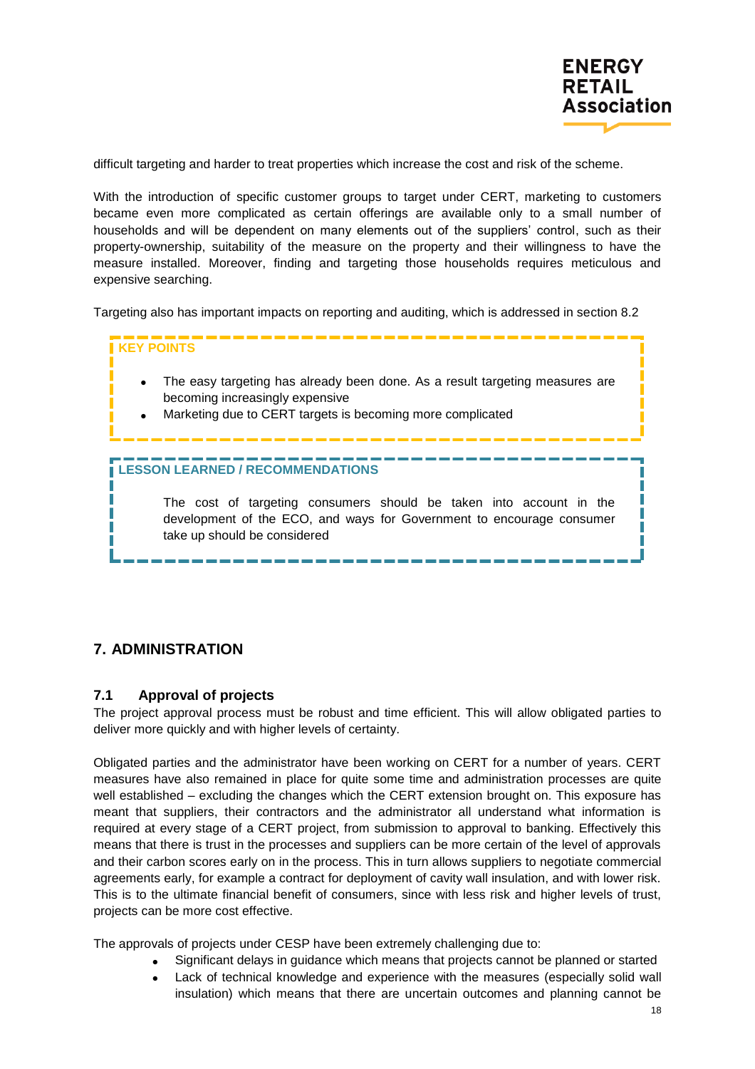difficult targeting and harder to treat properties which increase the cost and risk of the scheme.

With the introduction of specific customer groups to target under CERT, marketing to customers became even more complicated as certain offerings are available only to a small number of households and will be dependent on many elements out of the suppliers' control, such as their property-ownership, suitability of the measure on the property and their willingness to have the measure installed. Moreover, finding and targeting those households requires meticulous and expensive searching.

Targeting also has important impacts on reporting and auditing, which is addressed in section 8.2

**KEY POINTS**

- The easy targeting has already been done. As a result targeting measures are becoming increasingly expensive
- Marketing due to CERT targets is becoming more complicated

**LESSON LEARNED / RECOMMENDATIONS**

The cost of targeting consumers should be taken into account in the development of the ECO, and ways for Government to encourage consumer take up should be considered

## 7. ADMINISTRATION

### 7.1 Approval of projects

The project approval process must be robust and time efficient. This will allow obligated parties to deliver more quickly and with higher levels of certainty.

Obligated parties and the administrator have been working on CERT for a number of years. CERT measures have also remained in place for quite some time and administration processes are quite well established – excluding the changes which the CERT extension brought on. This exposure has meant that suppliers, their contractors and the administrator all understand what information is required at every stage of a CERT project, from submission to approval to banking. Effectively this means that there is trust in the processes and suppliers can be more certain of the level of approvals and their carbon scores early on in the process. This in turn allows suppliers to negotiate commercial agreements early, for example a contract for deployment of cavity wall insulation, and with lower risk. This is to the ultimate financial benefit of consumers, since with less risk and higher levels of trust, projects can be more cost effective.

The approvals of projects under CESP have been extremely challenging due to:

- Significant delays in guidance which means that projects cannot be planned or started
- Lack of technical knowledge and experience with the measures (especially solid wall insulation) which means that there are uncertain outcomes and planning cannot be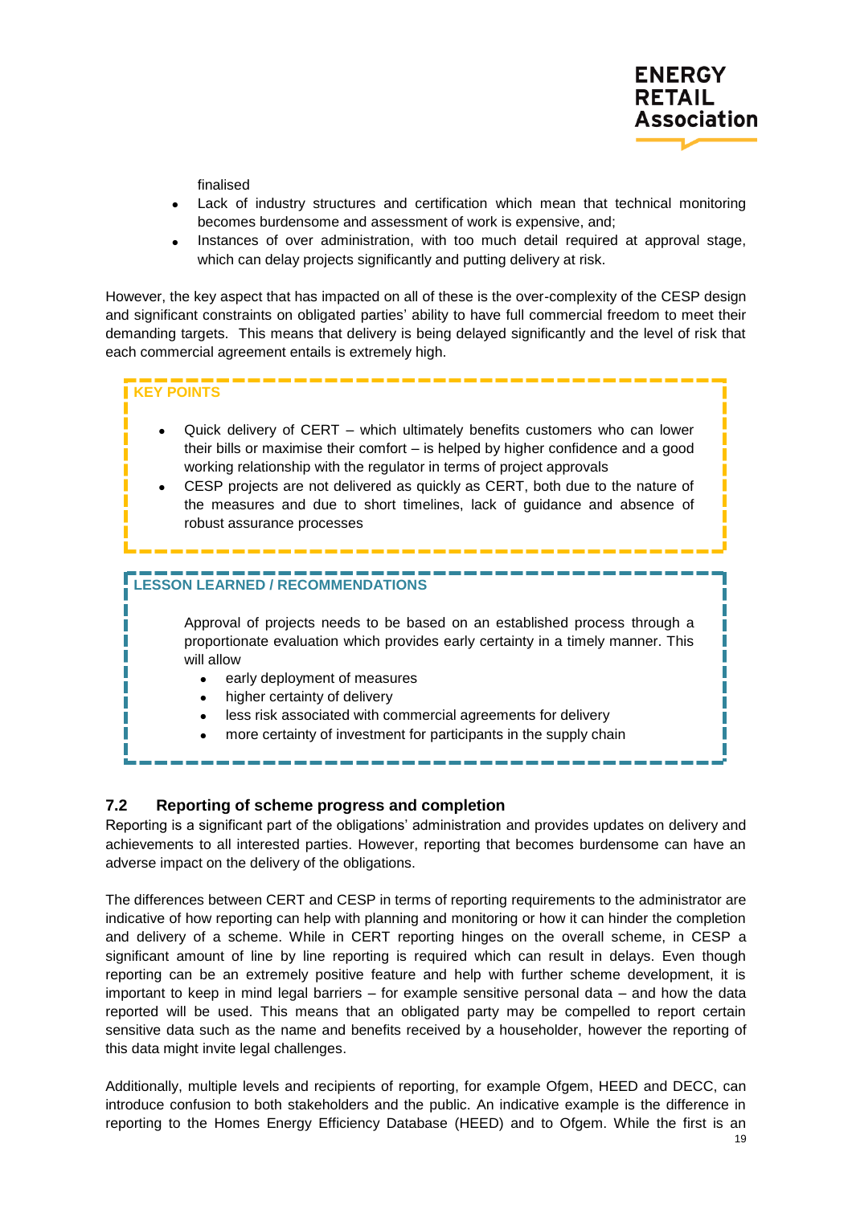finalised

- Lack of industry structures and certification which mean that technical monitoring becomes burdensome and assessment of work is expensive, and;
- Instances of over administration, with too much detail required at approval stage, which can delay projects significantly and putting delivery at risk.

However, the key aspect that has impacted on all of these is the over-complexity of the CESP design and significant constraints on obligated parties' ability to have full commercial freedom to meet their demanding targets. This means that delivery is being delayed significantly and the level of risk that each commercial agreement entails is extremely high.

**KEY POINTS**

- Quick delivery of CERT – which ultimately benefits customers who can lower their bills or maximise their comfort – is helped by higher confidence and a good working relationship with the regulator in terms of project approvals
- CESP projects are not delivered as quickly as CERT, both due to the nature of the measures and due to short timelines, lack of guidance and absence of robust assurance processes

**LESSON LEARNED / RECOMMENDATIONS**

Approval of projects needs to be based on an established process through a proportionate evaluation which provides early certainty in a timely manner. This will allow

- early deployment of measures
- higher certainty of delivery
- less risk associated with commercial agreements for delivery
- more certainty of investment for participants in the supply chain

### 7.2 Reporting of scheme progress and completion

Reporting is a significant part of the obligations' administration and provides updates on delivery and achievements to all interested parties. However, reporting that becomes burdensome can have an adverse impact on the delivery of the obligations.

The differences between CERT and CESP in terms of reporting requirements to the administrator are indicative of how reporting can help with planning and monitoring or how it can hinder the completion and delivery of a scheme. While in CERT reporting hinges on the overall scheme, in CESP a significant amount of line by line reporting is required which can result in delays. Even though reporting can be an extremely positive feature and help with further scheme development, it is important to keep in mind legal barriers – for example sensitive personal data – and how the data reported will be used. This means that an obligated party may be compelled to report certain sensitive data such as the name and benefits received by a householder, however the reporting of this data might invite legal challenges.

Additionally, multiple levels and recipients of reporting, for example Ofgem, HEED and DECC, can introduce confusion to both stakeholders and the public. An indicative example is the difference in reporting to the Homes Energy Efficiency Database (HEED) and to Ofgem. While the first is an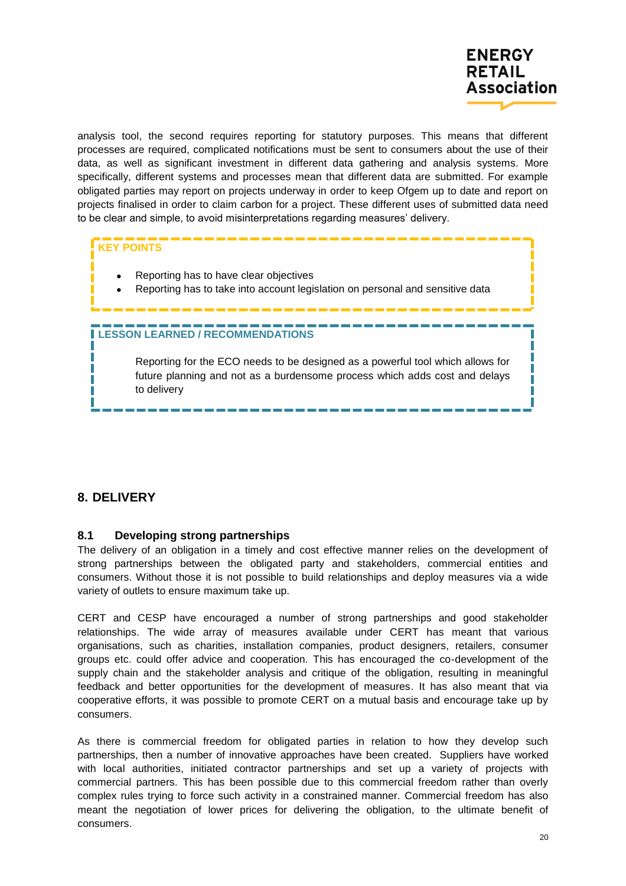analysis tool, the second requires reporting for statutory purposes. This means that different processes are required, complicated notifications must be sent to consumers about the use of their data, as well as significant investment in different data gathering and analysis systems. More specifically, different systems and processes mean that different data are submitted. For example obligated parties may report on projects underway in order to keep Ofgem up to date and report on projects finalised in order to claim carbon for a project. These different uses of submitted data need to be clear and simple, to avoid misinterpretations regarding measures' delivery.

**KEY POINTS**

- Reporting has to have clear objectives
- Reporting has to take into account legislation on personal and sensitive data

**LESSON LEARNED / RECOMMENDATIONS**

Reporting for the ECO needs to be designed as a powerful tool which allows for future planning and not as a burdensome process which adds cost and delays to delivery

## 8. DELIVERY

### 8.1 Developing strong partnerships

The delivery of an obligation in a timely and cost effective manner relies on the development of strong partnerships between the obligated party and stakeholders, commercial entities and consumers. Without those it is not possible to build relationships and deploy measures via a wide variety of outlets to ensure maximum take up.

CERT and CESP have encouraged a number of strong partnerships and good stakeholder relationships. The wide array of measures available under CERT has meant that various organisations, such as charities, installation companies, product designers, retailers, consumer groups etc. could offer advice and cooperation. This has encouraged the co-development of the supply chain and the stakeholder analysis and critique of the obligation, resulting in meaningful feedback and better opportunities for the development of measures. It has also meant that via cooperative efforts, it was possible to promote CERT on a mutual basis and encourage take up by consumers.

As there is commercial freedom for obligated parties in relation to how they develop such partnerships, then a number of innovative approaches have been created. Suppliers have worked with local authorities, initiated contractor partnerships and set up a variety of projects with commercial partners. This has been possible due to this commercial freedom rather than overly complex rules trying to force such activity in a constrained manner. Commercial freedom has also meant the negotiation of lower prices for delivering the obligation, to the ultimate benefit of consumers.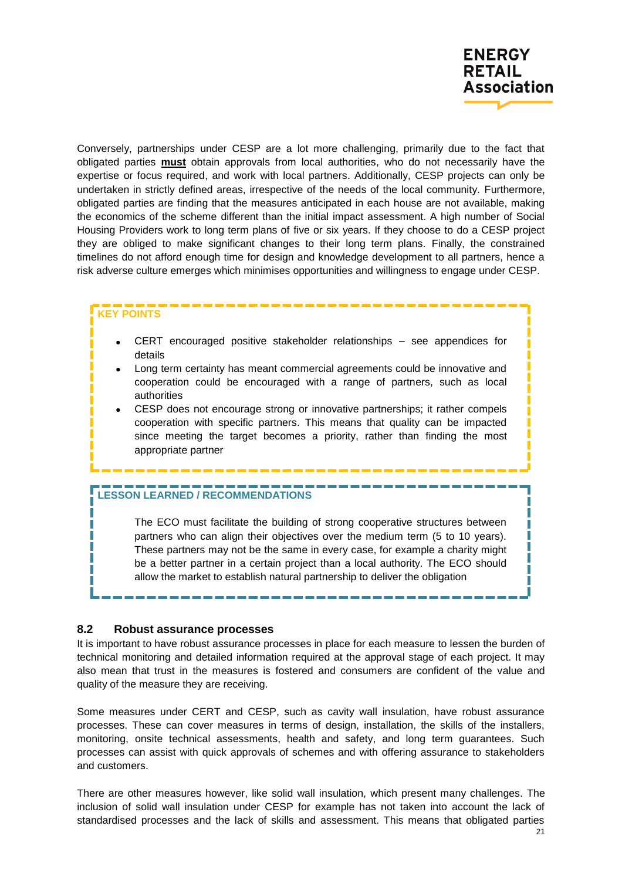Conversely, partnerships under CESP are a lot more challenging, primarily due to the fact that obligated parties **must** obtain approvals from local authorities, who do not necessarily have the expertise or focus required, and work with local partners. Additionally, CESP projects can only be undertaken in strictly defined areas, irrespective of the needs of the local community. Furthermore, obligated parties are finding that the measures anticipated in each house are not available, making the economics of the scheme different than the initial impact assessment. A high number of Social Housing Providers work to long term plans of five or six years. If they choose to do a CESP project they are obliged to make significant changes to their long term plans. Finally, the constrained timelines do not afford enough time for design and knowledge development to all partners, hence a risk adverse culture emerges which minimises opportunities and willingness to engage under CESP.

**KEY POINTS**

- CERT encouraged positive stakeholder relationships – see appendices for details
- Long term certainty has meant commercial agreements could be innovative and cooperation could be encouraged with a range of partners, such as local authorities
- CESP does not encourage strong or innovative partnerships; it rather compels cooperation with specific partners. This means that quality can be impacted since meeting the target becomes a priority, rather than finding the most appropriate partner

**LESSON LEARNED / RECOMMENDATIONS**

The ECO must facilitate the building of strong cooperative structures between partners who can align their objectives over the medium term (5 to 10 years). These partners may not be the same in every case, for example a charity might be a better partner in a certain project than a local authority. The ECO should allow the market to establish natural partnership to deliver the obligation

### 8.2 Robust assurance processes

It is important to have robust assurance processes in place for each measure to lessen the burden of technical monitoring and detailed information required at the approval stage of each project. It may also mean that trust in the measures is fostered and consumers are confident of the value and quality of the measure they are receiving.

Some measures under CERT and CESP, such as cavity wall insulation, have robust assurance processes. These can cover measures in terms of design, installation, the skills of the installers, monitoring, onsite technical assessments, health and safety, and long term guarantees. Such processes can assist with quick approvals of schemes and with offering assurance to stakeholders and customers.

There are other measures however, like solid wall insulation, which present many challenges. The inclusion of solid wall insulation under CESP for example has not taken into account the lack of standardised processes and the lack of skills and assessment. This means that obligated parties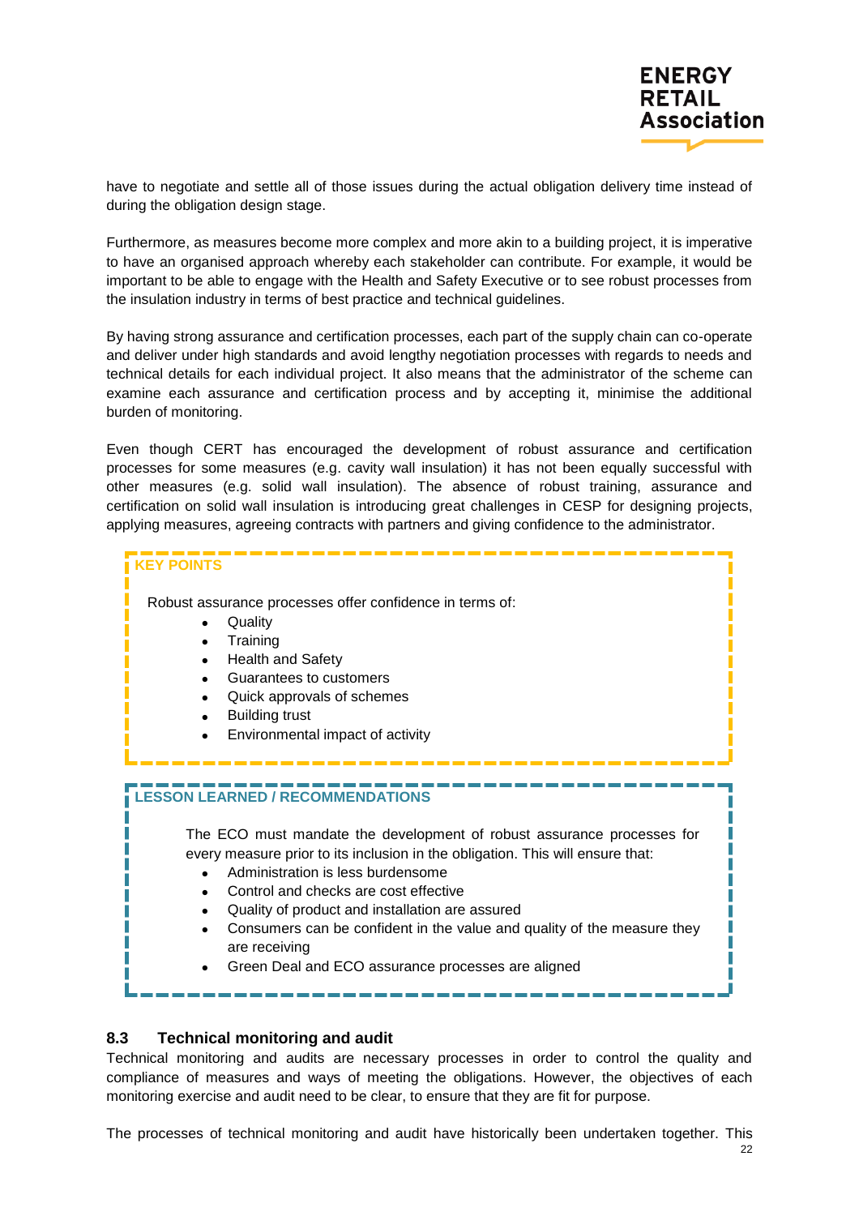have to negotiate and settle all of those issues during the actual obligation delivery time instead of during the obligation design stage.

Furthermore, as measures become more complex and more akin to a building project, it is imperative to have an organised approach whereby each stakeholder can contribute. For example, it would be important to be able to engage with the Health and Safety Executive or to see robust processes from the insulation industry in terms of best practice and technical guidelines.

By having strong assurance and certification processes, each part of the supply chain can co-operate and deliver under high standards and avoid lengthy negotiation processes with regards to needs and technical details for each individual project. It also means that the administrator of the scheme can examine each assurance and certification process and by accepting it, minimise the additional burden of monitoring.

Even though CERT has encouraged the development of robust assurance and certification processes for some measures (e.g. cavity wall insulation) it has not been equally successful with other measures (e.g. solid wall insulation). The absence of robust training, assurance and certification on solid wall insulation is introducing great challenges in CESP for designing projects, applying measures, agreeing contracts with partners and giving confidence to the administrator.

**KEY POINTS**

Robust assurance processes offer confidence in terms of:

- Quality
- Training
- Health and Safety
- Guarantees to customers
- Quick approvals of schemes
- Building trust
- Environmental impact of activity

**LESSON LEARNED / RECOMMENDATIONS**

The ECO must mandate the development of robust assurance processes for every measure prior to its inclusion in the obligation. This will ensure that:

- Administration is less burdensome
- Control and checks are cost effective
- Quality of product and installation are assured
- Consumers can be confident in the value and quality of the measure they are receiving
- Green Deal and ECO assurance processes are aligned

### 8.3 Technical monitoring and audit

Technical monitoring and audits are necessary processes in order to control the quality and compliance of measures and ways of meeting the obligations. However, the objectives of each monitoring exercise and audit need to be clear, to ensure that they are fit for purpose.

The processes of technical monitoring and audit have historically been undertaken together. This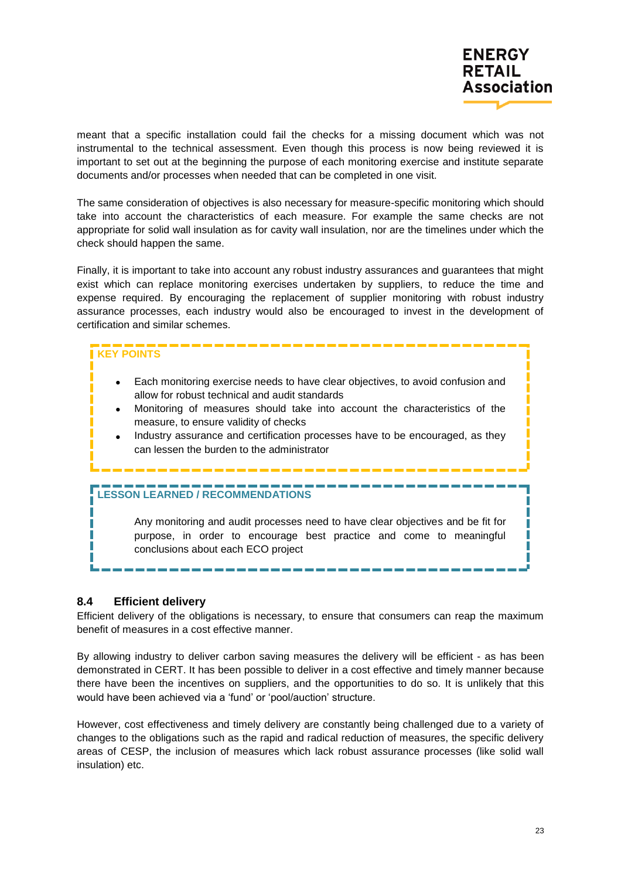meant that a specific installation could fail the checks for a missing document which was not instrumental to the technical assessment. Even though this process is now being reviewed it is important to set out at the beginning the purpose of each monitoring exercise and institute separate documents and/or processes when needed that can be completed in one visit.

The same consideration of objectives is also necessary for measure-specific monitoring which should take into account the characteristics of each measure. For example the same checks are not appropriate for solid wall insulation as for cavity wall insulation, nor are the timelines under which the check should happen the same.

Finally, it is important to take into account any robust industry assurances and guarantees that might exist which can replace monitoring exercises undertaken by suppliers, to reduce the time and expense required. By encouraging the replacement of supplier monitoring with robust industry assurance processes, each industry would also be encouraged to invest in the development of certification and similar schemes.

**KEY POINTS**

- Each monitoring exercise needs to have clear objectives, to avoid confusion and allow for robust technical and audit standards
- Monitoring of measures should take into account the characteristics of the measure, to ensure validity of checks
- Industry assurance and certification processes have to be encouraged, as they can lessen the burden to the administrator

**LESSON LEARNED / RECOMMENDATIONS**

Any monitoring and audit processes need to have clear objectives and be fit for purpose, in order to encourage best practice and come to meaningful conclusions about each ECO project

### 8.4 Efficient delivery

Efficient delivery of the obligations is necessary, to ensure that consumers can reap the maximum benefit of measures in a cost effective manner.

By allowing industry to deliver carbon saving measures the delivery will be efficient - as has been demonstrated in CERT. It has been possible to deliver in a cost effective and timely manner because there have been the incentives on suppliers, and the opportunities to do so. It is unlikely that this would have been achieved via a 'fund' or 'pool/auction' structure.

However, cost effectiveness and timely delivery are constantly being challenged due to a variety of changes to the obligations such as the rapid and radical reduction of measures, the specific delivery areas of CESP, the inclusion of measures which lack robust assurance processes (like solid wall insulation) etc.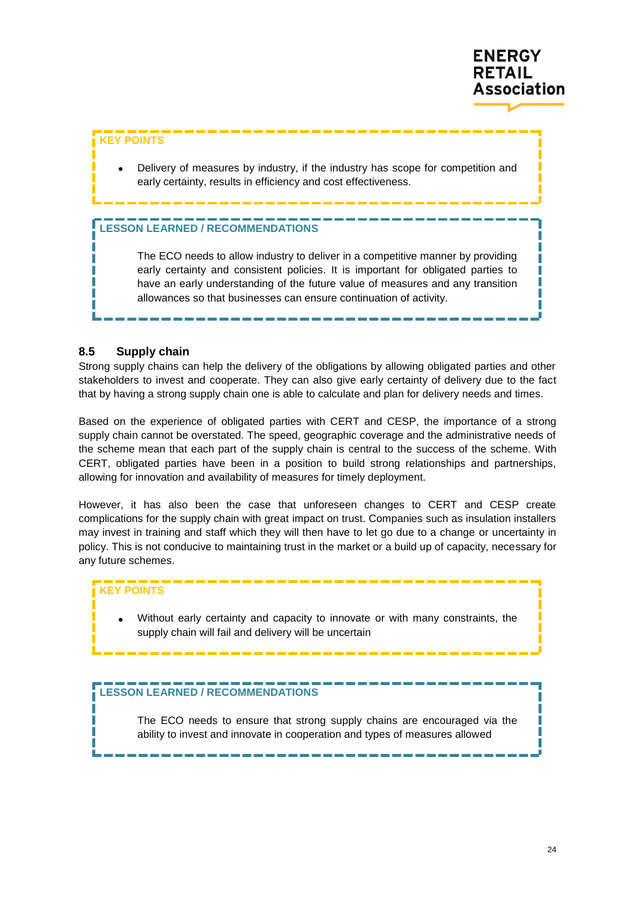**KEY POINTS**

- Delivery of measures by industry, if the industry has scope for competition and early certainty, results in efficiency and cost effectiveness.

**LESSON LEARNED / RECOMMENDATIONS**

The ECO needs to allow industry to deliver in a competitive manner by providing early certainty and consistent policies. It is important for obligated parties to have an early understanding of the future value of measures and any transition allowances so that businesses can ensure continuation of activity.

### 8.5 Supply chain

Strong supply chains can help the delivery of the obligations by allowing obligated parties and other stakeholders to invest and cooperate. They can also give early certainty of delivery due to the fact that by having a strong supply chain one is able to calculate and plan for delivery needs and times.

Based on the experience of obligated parties with CERT and CESP, the importance of a strong supply chain cannot be overstated. The speed, geographic coverage and the administrative needs of the scheme mean that each part of the supply chain is central to the success of the scheme. With CERT, obligated parties have been in a position to build strong relationships and partnerships, allowing for innovation and availability of measures for timely deployment.

However, it has also been the case that unforeseen changes to CERT and CESP create complications for the supply chain with great impact on trust. Companies such as insulation installers may invest in training and staff which they will then have to let go due to a change or uncertainty in policy. This is not conducive to maintaining trust in the market or a build up of capacity, necessary for any future schemes.

**KEY POINTS**

- Without early certainty and capacity to innovate or with many constraints, the supply chain will fail and delivery will be uncertain

**LESSON LEARNED / RECOMMENDATIONS**

The ECO needs to ensure that strong supply chains are encouraged via the ability to invest and innovate in cooperation and types of measures allowed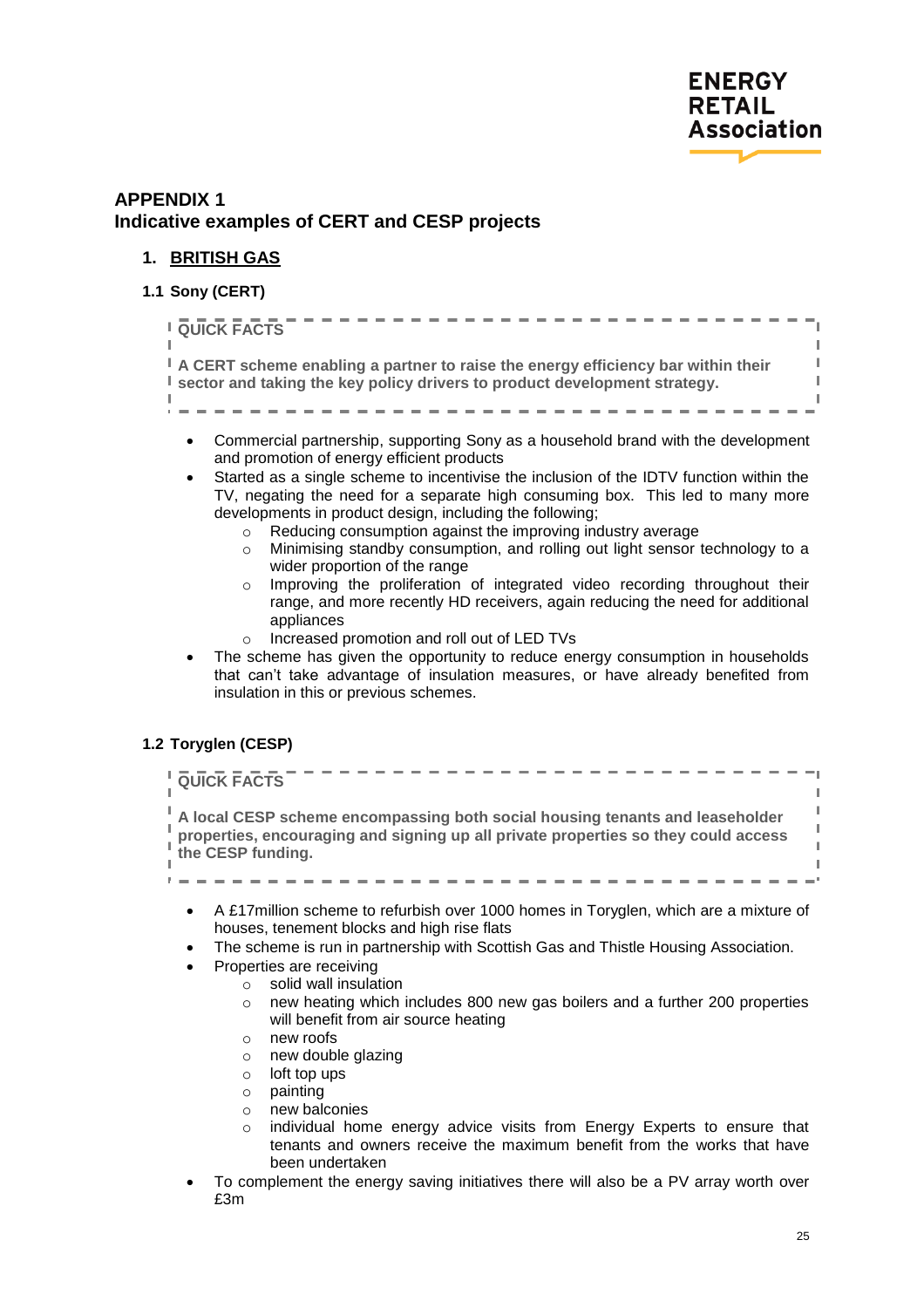# APPENDIX 1
## Indicative examples of CERT and CESP projects

### 1. BRITISH GAS

#### 1.1 Sony (CERT)

> **QUICK FACTS**
>
> **A CERT scheme enabling a partner to raise the energy efficiency bar within their sector and taking the key policy drivers to product development strategy.**

- Commercial partnership, supporting Sony as a household brand with the development and promotion of energy efficient products
- Started as a single scheme to incentivise the inclusion of the IDTV function within the TV, negating the need for a separate high consuming box. This led to many more developments in product design, including the following;
    - Reducing consumption against the improving industry average
    - Minimising standby consumption, and rolling out light sensor technology to a wider proportion of the range
    - Improving the proliferation of integrated video recording throughout their range, and more recently HD receivers, again reducing the need for additional appliances
    - Increased promotion and roll out of LED TVs
- The scheme has given the opportunity to reduce energy consumption in households that can't take advantage of insulation measures, or have already benefited from insulation in this or previous schemes.

#### 1.2 Toryglen (CESP)

> **QUICK FACTS**
>
> **A local CESP scheme encompassing both social housing tenants and leaseholder properties, encouraging and signing up all private properties so they could access the CESP funding.**

- A £17million scheme to refurbish over 1000 homes in Toryglen, which are a mixture of houses, tenement blocks and high rise flats
- The scheme is run in partnership with Scottish Gas and Thistle Housing Association.
- Properties are receiving
    - solid wall insulation
    - new heating which includes 800 new gas boilers and a further 200 properties will benefit from air source heating
    - new roofs
    - new double glazing
    - loft top ups
    - painting
    - new balconies
    - individual home energy advice visits from Energy Experts to ensure that tenants and owners receive the maximum benefit from the works that have been undertaken
- To complement the energy saving initiatives there will also be a PV array worth over £3m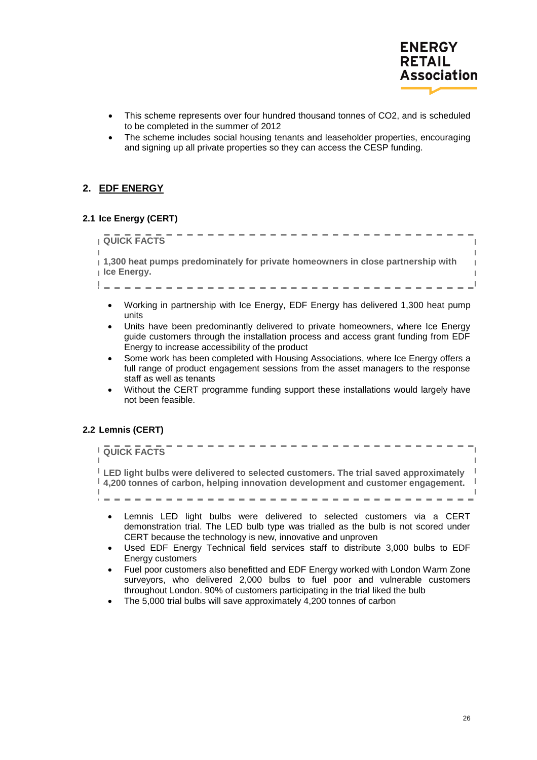- This scheme represents over four hundred thousand tonnes of $CO_2$, and is scheduled to be completed in the summer of 2012
- The scheme includes social housing tenants and leaseholder properties, encouraging and signing up all private properties so they can access the CESP funding.

## 2. EDF ENERGY

### 2.1 Ice Energy (CERT)

**QUICK FACTS**

**1,300 heat pumps predominately for private homeowners in close partnership with Ice Energy.**

- Working in partnership with Ice Energy, EDF Energy has delivered 1,300 heat pump units
- Units have been predominantly delivered to private homeowners, where Ice Energy guide customers through the installation process and access grant funding from EDF Energy to increase accessibility of the product
- Some work has been completed with Housing Associations, where Ice Energy offers a full range of product engagement sessions from the asset managers to the response staff as well as tenants
- Without the CERT programme funding support these installations would largely have not been feasible.

### 2.2 Lemnis (CERT)

**QUICK FACTS**

**LED light bulbs were delivered to selected customers. The trial saved approximately 4,200 tonnes of carbon, helping innovation development and customer engagement.**

- Lemnis LED light bulbs were delivered to selected customers via a CERT demonstration trial. The LED bulb type was trialled as the bulb is not scored under CERT because the technology is new, innovative and unproven
- Used EDF Energy Technical field services staff to distribute 3,000 bulbs to EDF Energy customers
- Fuel poor customers also benefitted and EDF Energy worked with London Warm Zone surveyors, who delivered 2,000 bulbs to fuel poor and vulnerable customers throughout London. 90% of customers participating in the trial liked the bulb
- The 5,000 trial bulbs will save approximately 4,200 tonnes of carbon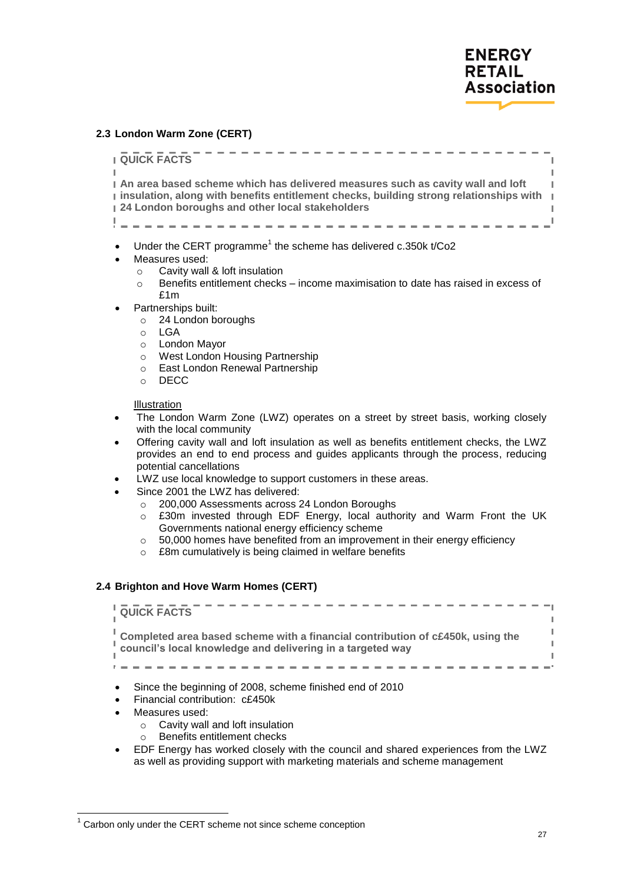### 2.3 London Warm Zone (CERT)

> **QUICK FACTS**
>
> **An area based scheme which has delivered measures such as cavity wall and loft insulation, along with benefits entitlement checks, building strong relationships with 24 London boroughs and other local stakeholders**

- Under the CERT programme[1] the scheme has delivered c.350k t/Co2
- Measures used:
  - Cavity wall & loft insulation
  - Benefits entitlement checks – income maximisation to date has raised in excess of £1m
- Partnerships built:
  - 24 London boroughs
  - LGA
  - London Mayor
  - West London Housing Partnership
  - East London Renewal Partnership
  - DECC

Illustration

- The London Warm Zone (LWZ) operates on a street by street basis, working closely with the local community
- Offering cavity wall and loft insulation as well as benefits entitlement checks, the LWZ provides an end to end process and guides applicants through the process, reducing potential cancellations
- LWZ use local knowledge to support customers in these areas.
- Since 2001 the LWZ has delivered:
  - 200,000 Assessments across 24 London Boroughs
  - £30m invested through EDF Energy, local authority and Warm Front the UK Governments national energy efficiency scheme
  - 50,000 homes have benefited from an improvement in their energy efficiency
  - £8m cumulatively is being claimed in welfare benefits

### 2.4 Brighton and Hove Warm Homes (CERT)

> **QUICK FACTS**
>
> **Completed area based scheme with a financial contribution of c£450k, using the council's local knowledge and delivering in a targeted way**

- Since the beginning of 2008, scheme finished end of 2010
- Financial contribution: c£450k
- Measures used:
  - Cavity wall and loft insulation
  - Benefits entitlement checks
- EDF Energy has worked closely with the council and shared experiences from the LWZ as well as providing support with marketing materials and scheme management

---

[1] Carbon only under the CERT scheme not since scheme conception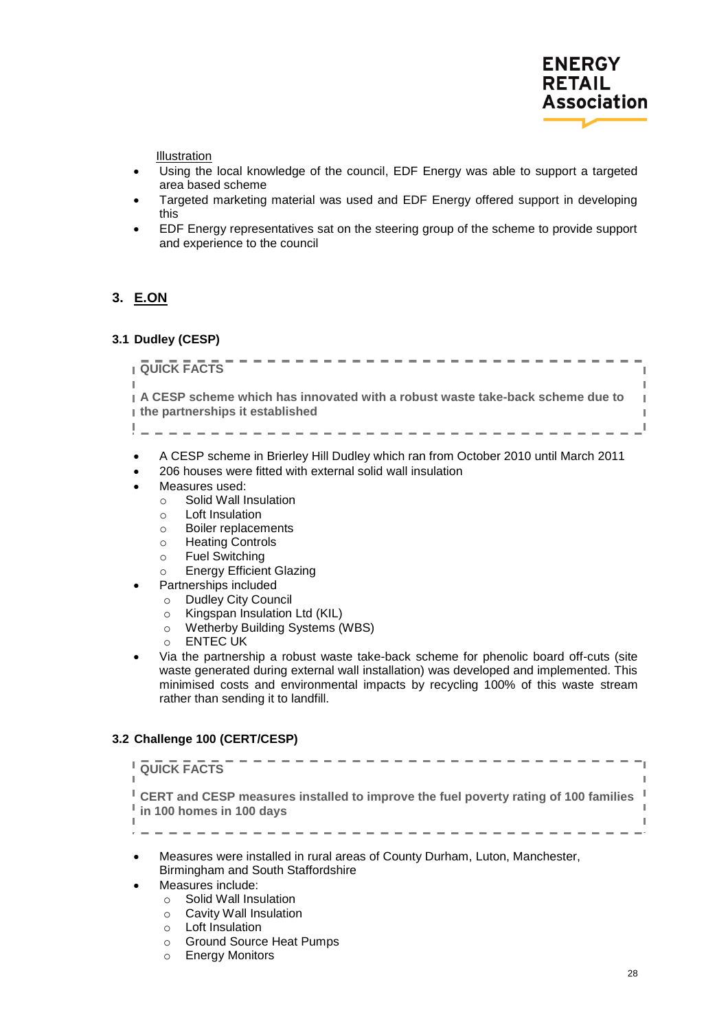Illustration

- Using the local knowledge of the council, EDF Energy was able to support a targeted area based scheme
- Targeted marketing material was used and EDF Energy offered support in developing this
- EDF Energy representatives sat on the steering group of the scheme to provide support and experience to the council

## 3. E.ON

### 3.1 Dudley (CESP)

> **QUICK FACTS**
>
> **A CESP scheme which has innovated with a robust waste take-back scheme due to the partnerships it established**

- A CESP scheme in Brierley Hill Dudley which ran from October 2010 until March 2011
- 206 houses were fitted with external solid wall insulation
- Measures used:
  - Solid Wall Insulation
  - Loft Insulation
  - Boiler replacements
  - Heating Controls
  - Fuel Switching
  - Energy Efficient Glazing
- Partnerships included
  - Dudley City Council
  - Kingspan Insulation Ltd (KIL)
  - Wetherby Building Systems (WBS)
  - ENTEC UK
- Via the partnership a robust waste take-back scheme for phenolic board off-cuts (site waste generated during external wall installation) was developed and implemented. This minimised costs and environmental impacts by recycling 100% of this waste stream rather than sending it to landfill.

### 3.2 Challenge 100 (CERT/CESP)

> **QUICK FACTS**
>
> **CERT and CESP measures installed to improve the fuel poverty rating of 100 families in 100 homes in 100 days**

- Measures were installed in rural areas of County Durham, Luton, Manchester, Birmingham and South Staffordshire
- Measures include:
  - Solid Wall Insulation
  - Cavity Wall Insulation
  - Loft Insulation
  - Ground Source Heat Pumps
  - Energy Monitors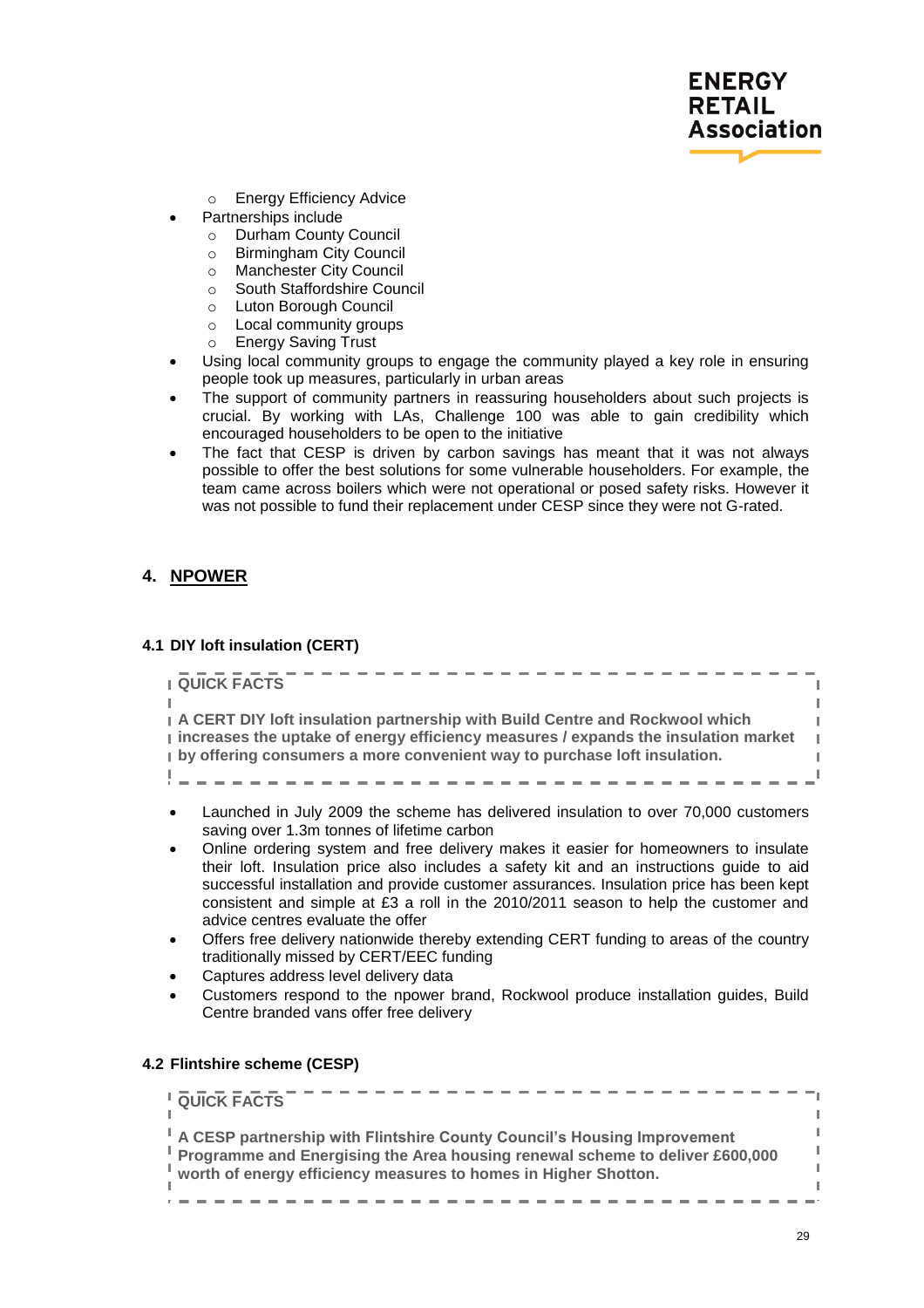- Energy Efficiency Advice
- Partnerships include
  - Durham County Council
  - Birmingham City Council
  - Manchester City Council
  - South Staffordshire Council
  - Luton Borough Council
  - Local community groups
  - Energy Saving Trust
- Using local community groups to engage the community played a key role in ensuring people took up measures, particularly in urban areas
- The support of community partners in reassuring householders about such projects is crucial. By working with LAs, Challenge 100 was able to gain credibility which encouraged householders to be open to the initiative
- The fact that CESP is driven by carbon savings has meant that it was not always possible to offer the best solutions for some vulnerable householders. For example, the team came across boilers which were not operational or posed safety risks. However it was not possible to fund their replacement under CESP since they were not G-rated.

## 4. NPOWER

### 4.1 DIY loft insulation (CERT)

> **QUICK FACTS**
>
> **A CERT DIY loft insulation partnership with Build Centre and Rockwool which increases the uptake of energy efficiency measures / expands the insulation market by offering consumers a more convenient way to purchase loft insulation.**

- Launched in July 2009 the scheme has delivered insulation to over 70,000 customers saving over 1.3m tonnes of lifetime carbon
- Online ordering system and free delivery makes it easier for homeowners to insulate their loft. Insulation price also includes a safety kit and an instructions guide to aid successful installation and provide customer assurances. Insulation price has been kept consistent and simple at £3 a roll in the 2010/2011 season to help the customer and advice centres evaluate the offer
- Offers free delivery nationwide thereby extending CERT funding to areas of the country traditionally missed by CERT/EEC funding
- Captures address level delivery data
- Customers respond to the npower brand, Rockwool produce installation guides, Build Centre branded vans offer free delivery

### 4.2 Flintshire scheme (CESP)

> **QUICK FACTS**
>
> **A CESP partnership with Flintshire County Council's Housing Improvement Programme and Energising the Area housing renewal scheme to deliver £600,000 worth of energy efficiency measures to homes in Higher Shotton.**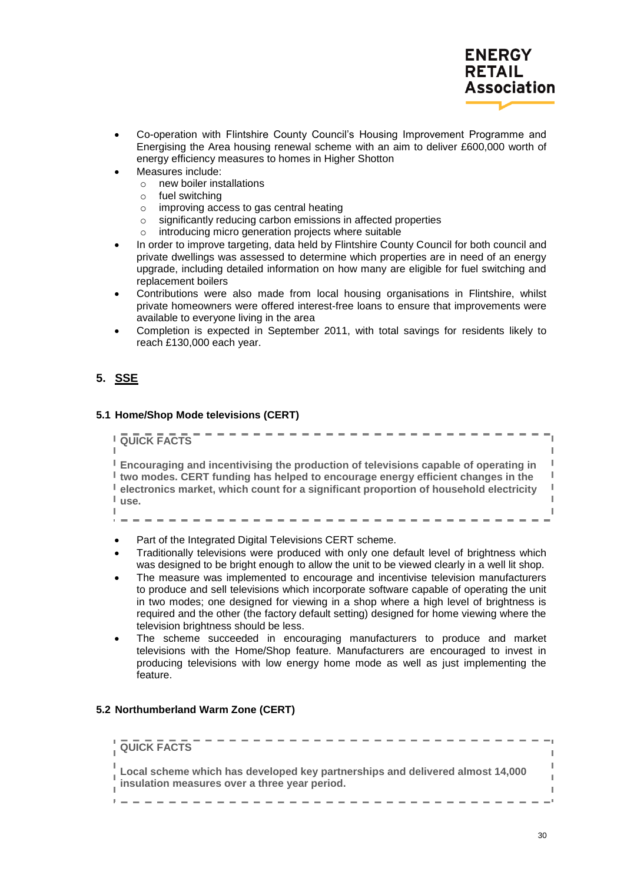- Co-operation with Flintshire County Council's Housing Improvement Programme and Energising the Area housing renewal scheme with an aim to deliver £600,000 worth of energy efficiency measures to homes in Higher Shotton
- Measures include:
  - new boiler installations
  - fuel switching
  - improving access to gas central heating
  - significantly reducing carbon emissions in affected properties
  - introducing micro generation projects where suitable
- In order to improve targeting, data held by Flintshire County Council for both council and private dwellings was assessed to determine which properties are in need of an energy upgrade, including detailed information on how many are eligible for fuel switching and replacement boilers
- Contributions were also made from local housing organisations in Flintshire, whilst private homeowners were offered interest-free loans to ensure that improvements were available to everyone living in the area
- Completion is expected in September 2011, with total savings for residents likely to reach £130,000 each year.

## 5. SSE

### 5.1 Home/Shop Mode televisions (CERT)

> **QUICK FACTS**
>
> **Encouraging and incentivising the production of televisions capable of operating in two modes. CERT funding has helped to encourage energy efficient changes in the electronics market, which count for a significant proportion of household electricity use.**

- Part of the Integrated Digital Televisions CERT scheme.
- Traditionally televisions were produced with only one default level of brightness which was designed to be bright enough to allow the unit to be viewed clearly in a well lit shop.
- The measure was implemented to encourage and incentivise television manufacturers to produce and sell televisions which incorporate software capable of operating the unit in two modes; one designed for viewing in a shop where a high level of brightness is required and the other (the factory default setting) designed for home viewing where the television brightness should be less.
- The scheme succeeded in encouraging manufacturers to produce and market televisions with the Home/Shop feature. Manufacturers are encouraged to invest in producing televisions with low energy home mode as well as just implementing the feature.

### 5.2 Northumberland Warm Zone (CERT)

> **QUICK FACTS**
>
> **Local scheme which has developed key partnerships and delivered almost 14,000 insulation measures over a three year period.**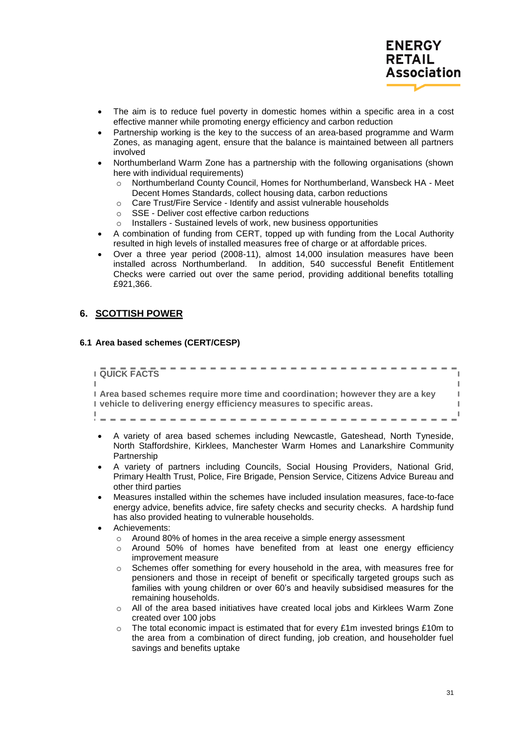- The aim is to reduce fuel poverty in domestic homes within a specific area in a cost effective manner while promoting energy efficiency and carbon reduction
- Partnership working is the key to the success of an area-based programme and Warm Zones, as managing agent, ensure that the balance is maintained between all partners involved
- Northumberland Warm Zone has a partnership with the following organisations (shown here with individual requirements)
  - Northumberland County Council, Homes for Northumberland, Wansbeck HA - Meet Decent Homes Standards, collect housing data, carbon reductions
  - Care Trust/Fire Service - Identify and assist vulnerable households
  - SSE - Deliver cost effective carbon reductions
  - Installers - Sustained levels of work, new business opportunities
- A combination of funding from CERT, topped up with funding from the Local Authority resulted in high levels of installed measures free of charge or at affordable prices.
- Over a three year period (2008-11), almost 14,000 insulation measures have been installed across Northumberland. In addition, 540 successful Benefit Entitlement Checks were carried out over the same period, providing additional benefits totalling £921,366.

## 6. SCOTTISH POWER

### 6.1 Area based schemes (CERT/CESP)

> **QUICK FACTS**
>
> **Area based schemes require more time and coordination; however they are a key vehicle to delivering energy efficiency measures to specific areas.**

- A variety of area based schemes including Newcastle, Gateshead, North Tyneside, North Staffordshire, Kirklees, Manchester Warm Homes and Lanarkshire Community Partnership
- A variety of partners including Councils, Social Housing Providers, National Grid, Primary Health Trust, Police, Fire Brigade, Pension Service, Citizens Advice Bureau and other third parties
- Measures installed within the schemes have included insulation measures, face-to-face energy advice, benefits advice, fire safety checks and security checks. A hardship fund has also provided heating to vulnerable households.
- Achievements:
  - Around 80% of homes in the area receive a simple energy assessment
  - Around 50% of homes have benefited from at least one energy efficiency improvement measure
  - Schemes offer something for every household in the area, with measures free for pensioners and those in receipt of benefit or specifically targeted groups such as families with young children or over 60's and heavily subsidised measures for the remaining households.
  - All of the area based initiatives have created local jobs and Kirklees Warm Zone created over 100 jobs
  - The total economic impact is estimated that for every £1m invested brings £10m to the area from a combination of direct funding, job creation, and householder fuel savings and benefits uptake